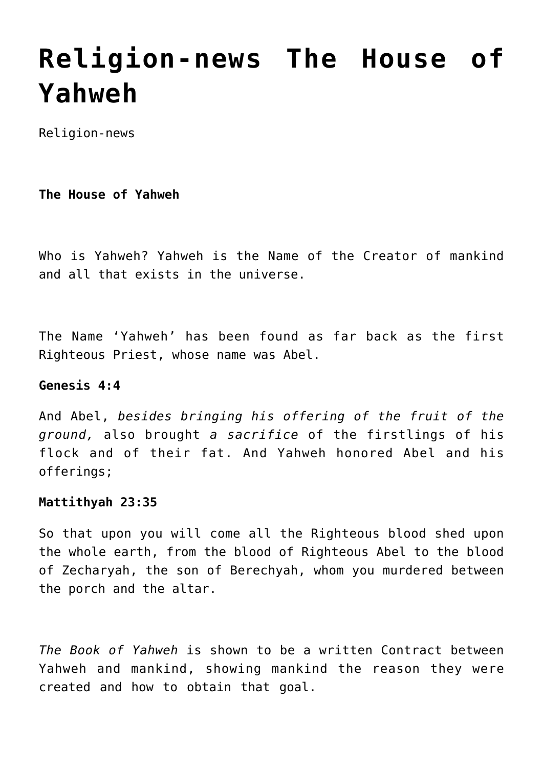# Religion-news The House of Yahweh

Religion-news

**The House of Yahweh**

Who is Yahweh? Yahweh is the Name of the Creator of mankind and all that exists in the universe.

The Name 'Yahweh' has been found as far back as the first Righteous Priest, whose name was Abel.

**Genesis 4:4**

And Abel, *besides bringing his offering of the fruit of the ground,* also brought *a sacrifice* of the firstlings of his flock and of their fat. And Yahweh honored Abel and his offerings;

**Mattithyah 23:35**

So that upon you will come all the Righteous blood shed upon the whole earth, from the blood of Righteous Abel to the blood of Zecharyah, the son of Berechyah, whom you murdered between the porch and the altar.

*The Book of Yahweh* is shown to be a written Contract between Yahweh and mankind, showing mankind the reason they were created and how to obtain that goal.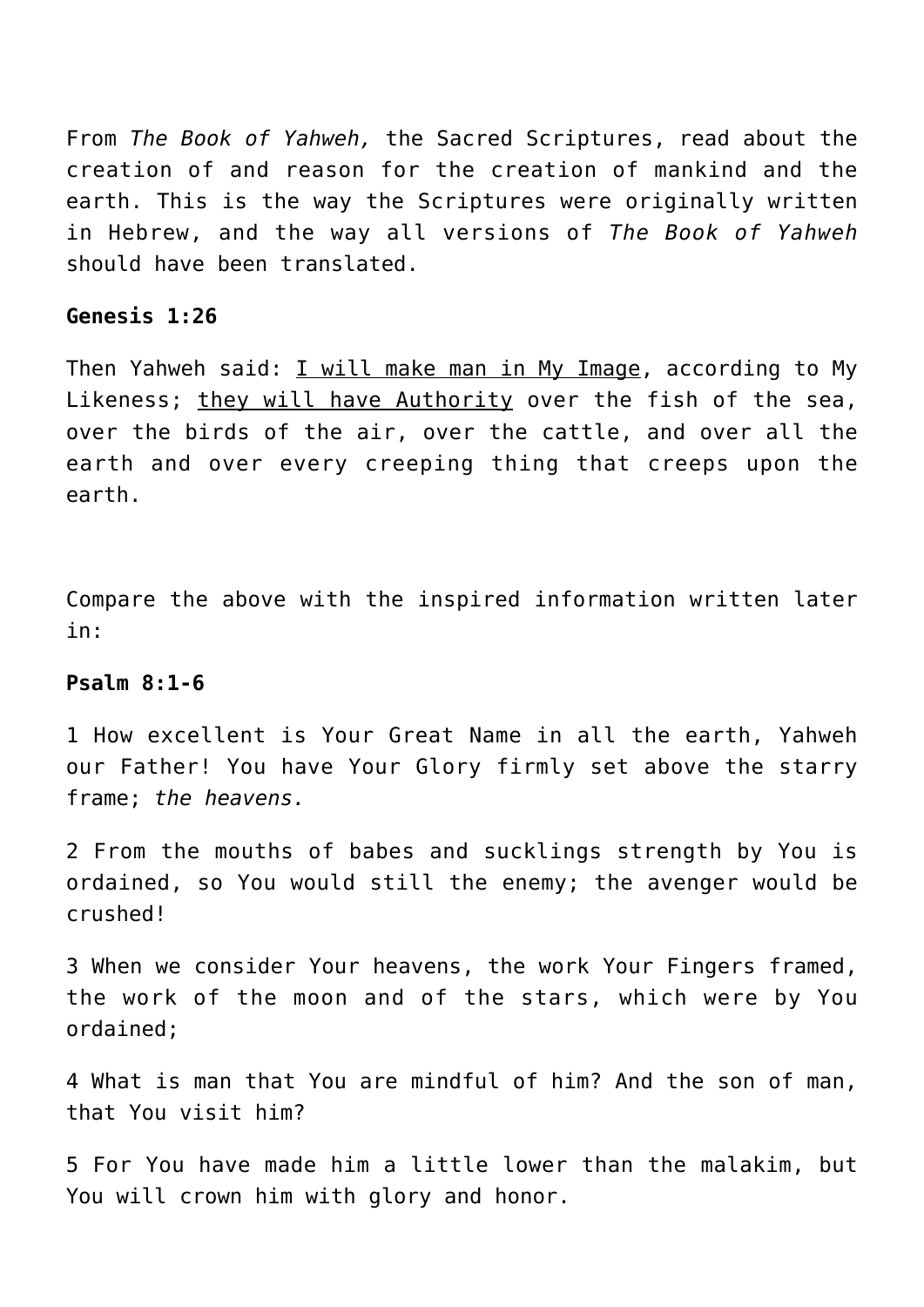From *The Book of Yahweh,* the Sacred Scriptures, read about the creation of and reason for the creation of mankind and the earth. This is the way the Scriptures were originally written in Hebrew, and the way all versions of *The Book of Yahweh* should have been translated.

**Genesis 1:26**

Then Yahweh said: <u>I will make man in My Image</u>, according to My Likeness; <u>they will have Authority</u> over the fish of the sea, over the birds of the air, over the cattle, and over all the earth and over every creeping thing that creeps upon the earth.

Compare the above with the inspired information written later in:

**Psalm 8:1-6**

1 How excellent is Your Great Name in all the earth, Yahweh our Father! You have Your Glory firmly set above the starry frame; *the heavens.*

2 From the mouths of babes and sucklings strength by You is ordained, so You would still the enemy; the avenger would be crushed!

3 When we consider Your heavens, the work Your Fingers framed, the work of the moon and of the stars, which were by You ordained;

4 What is man that You are mindful of him? And the son of man, that You visit him?

5 For You have made him a little lower than the malakim, but You will crown him with glory and honor.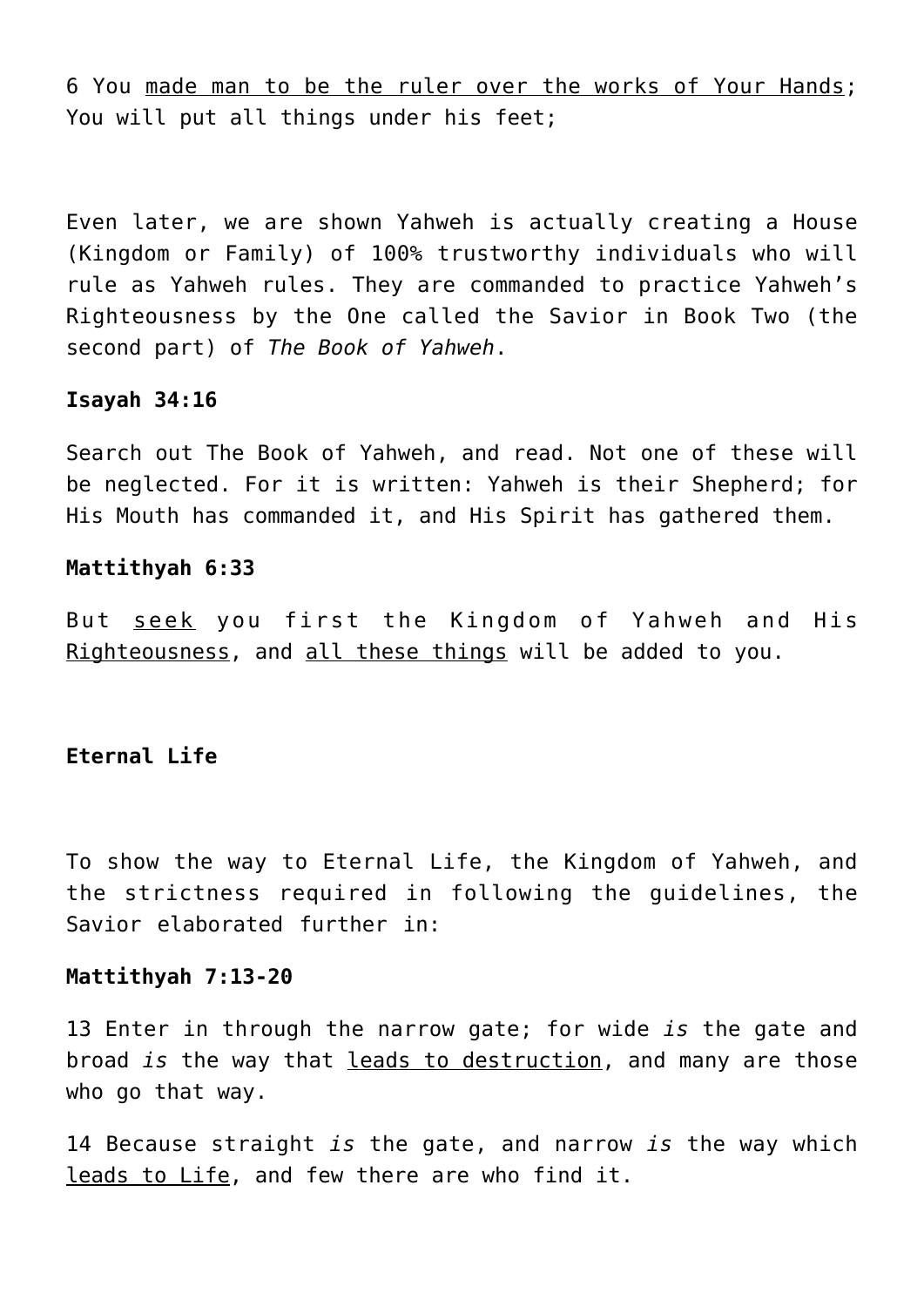6 You made man to be the ruler over the works of Your Hands; You will put all things under his feet;

Even later, we are shown Yahweh is actually creating a House (Kingdom or Family) of 100% trustworthy individuals who will rule as Yahweh rules. They are commanded to practice Yahweh's Righteousness by the One called the Savior in Book Two (the second part) of *The Book of Yahweh*.

**Isayah 34:16**

Search out The Book of Yahweh, and read. Not one of these will be neglected. For it is written: Yahweh is their Shepherd; for His Mouth has commanded it, and His Spirit has gathered them.

**Mattithyah 6:33**

But seek you first the Kingdom of Yahweh and His Righteousness, and all these things will be added to you.

**Eternal Life**

To show the way to Eternal Life, the Kingdom of Yahweh, and the strictness required in following the guidelines, the Savior elaborated further in:

**Mattithyah 7:13-20**

13 Enter in through the narrow gate; for wide *is* the gate and broad *is* the way that leads to destruction, and many are those who go that way.

14 Because straight *is* the gate, and narrow *is* the way which leads to Life, and few there are who find it.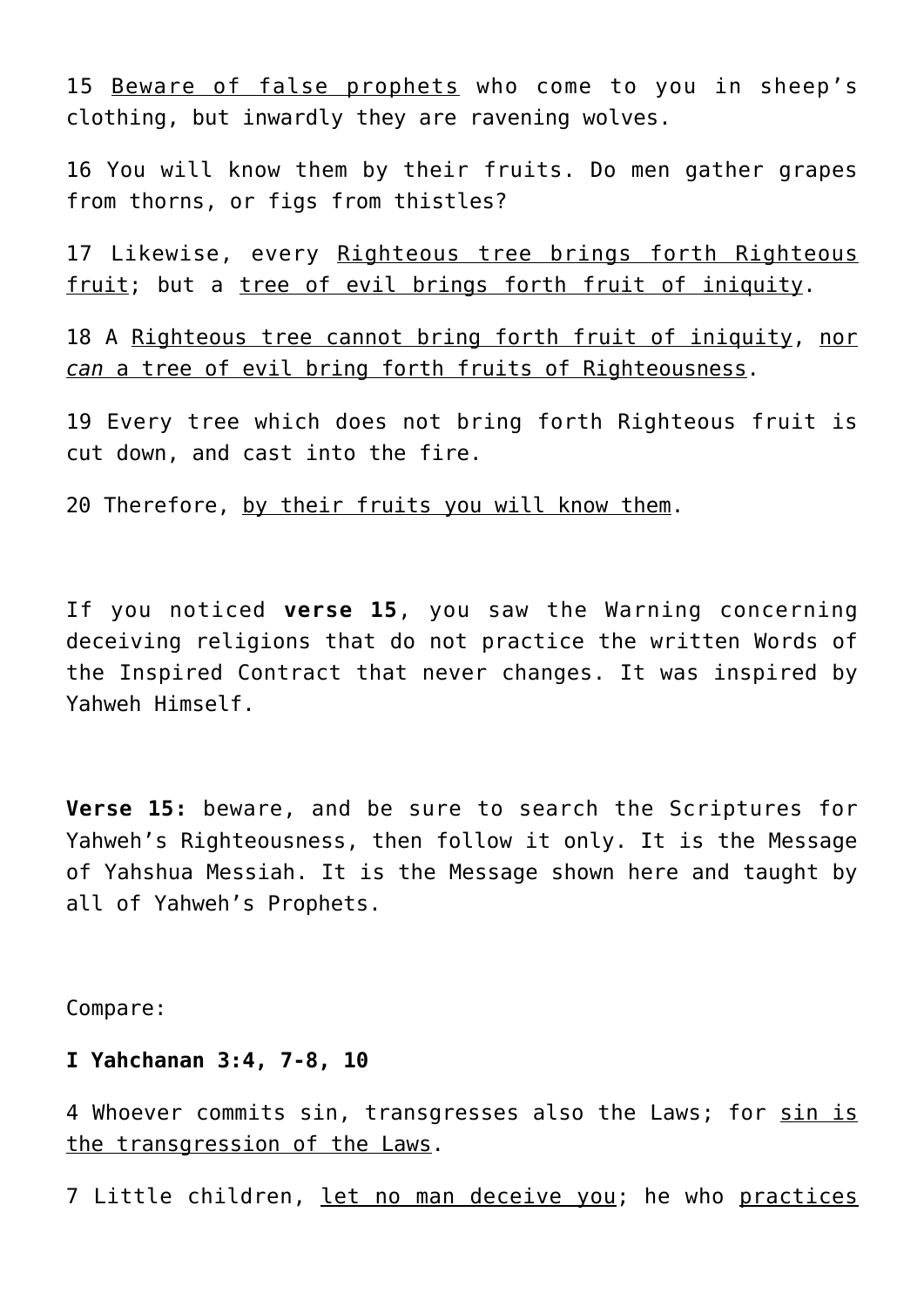15 <u>Beware of false prophets</u> who come to you in sheep's clothing, but inwardly they are ravening wolves.

16 You will know them by their fruits. Do men gather grapes from thorns, or figs from thistles?

17 Likewise, every <u>Righteous tree brings forth Righteous fruit</u>; but a <u>tree of evil brings forth fruit of iniquity</u>.

18 A <u>Righteous tree cannot bring forth fruit of iniquity</u>, <u>nor *can* a tree of evil bring forth fruits of Righteousness</u>.

19 Every tree which does not bring forth Righteous fruit is cut down, and cast into the fire.

20 Therefore, <u>by their fruits you will know them</u>.

If you noticed **verse 15**, you saw the Warning concerning deceiving religions that do not practice the written Words of the Inspired Contract that never changes. It was inspired by Yahweh Himself.

**Verse 15:** beware, and be sure to search the Scriptures for Yahweh's Righteousness, then follow it only. It is the Message of Yahshua Messiah. It is the Message shown here and taught by all of Yahweh's Prophets.

Compare:

**I Yahchanan 3:4, 7-8, 10**

4 Whoever commits sin, transgresses also the Laws; for <u>sin is the transgression of the Laws</u>.

7 Little children, <u>let no man deceive you</u>; he who <u>practices</u>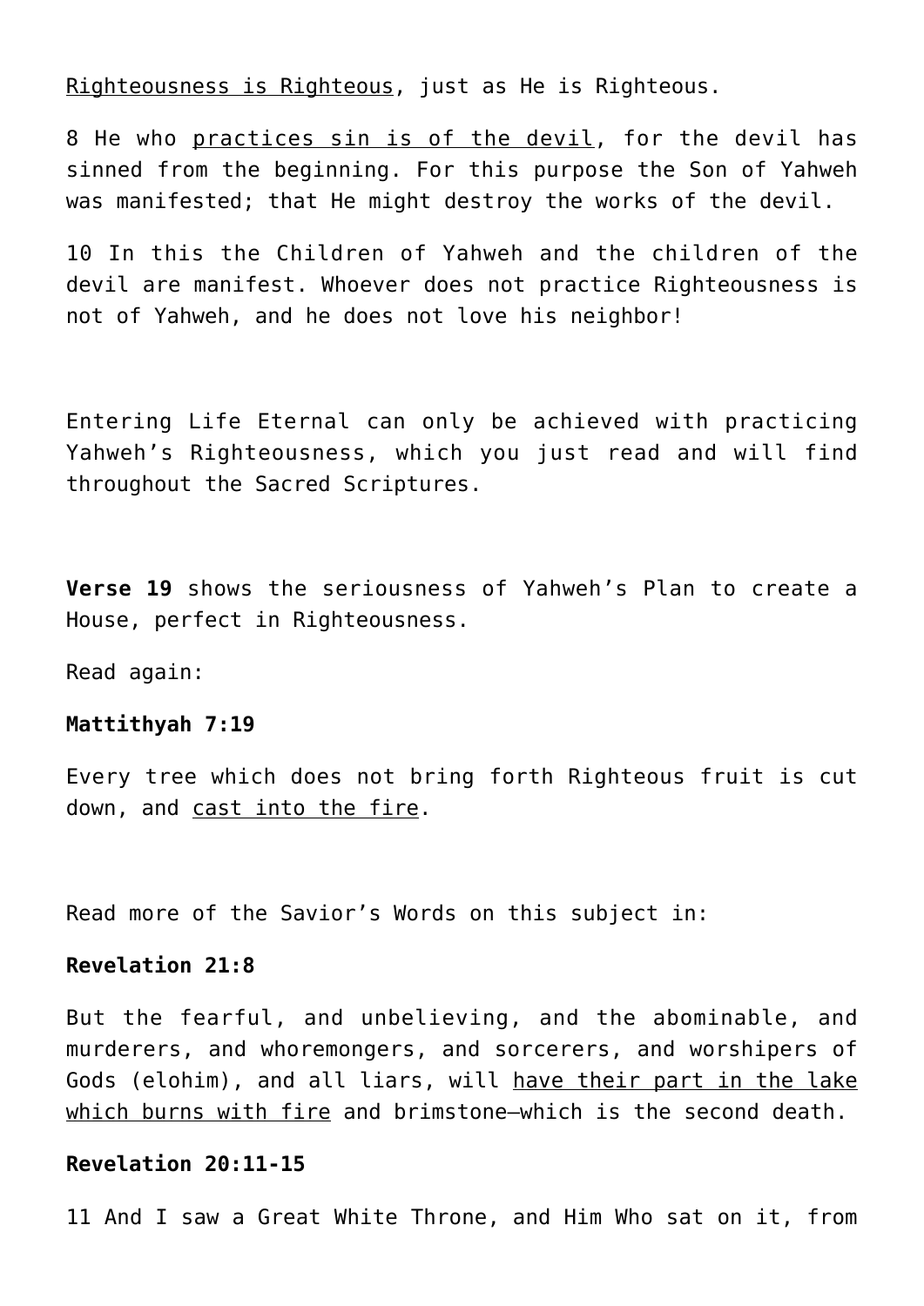Righteousness is Righteous, just as He is Righteous.

8 He who practices sin is of the devil, for the devil has sinned from the beginning. For this purpose the Son of Yahweh was manifested; that He might destroy the works of the devil.

10 In this the Children of Yahweh and the children of the devil are manifest. Whoever does not practice Righteousness is not of Yahweh, and he does not love his neighbor!

Entering Life Eternal can only be achieved with practicing Yahweh's Righteousness, which you just read and will find throughout the Sacred Scriptures.

**Verse 19** shows the seriousness of Yahweh's Plan to create a House, perfect in Righteousness.

Read again:

**Mattithyah 7:19**

Every tree which does not bring forth Righteous fruit is cut down, and cast into the fire.

Read more of the Savior's Words on this subject in:

**Revelation 21:8**

But the fearful, and unbelieving, and the abominable, and murderers, and whoremongers, and sorcerers, and worshipers of Gods (elohim), and all liars, will have their part in the lake which burns with fire and brimstone—which is the second death.

**Revelation 20:11-15**

11 And I saw a Great White Throne, and Him Who sat on it, from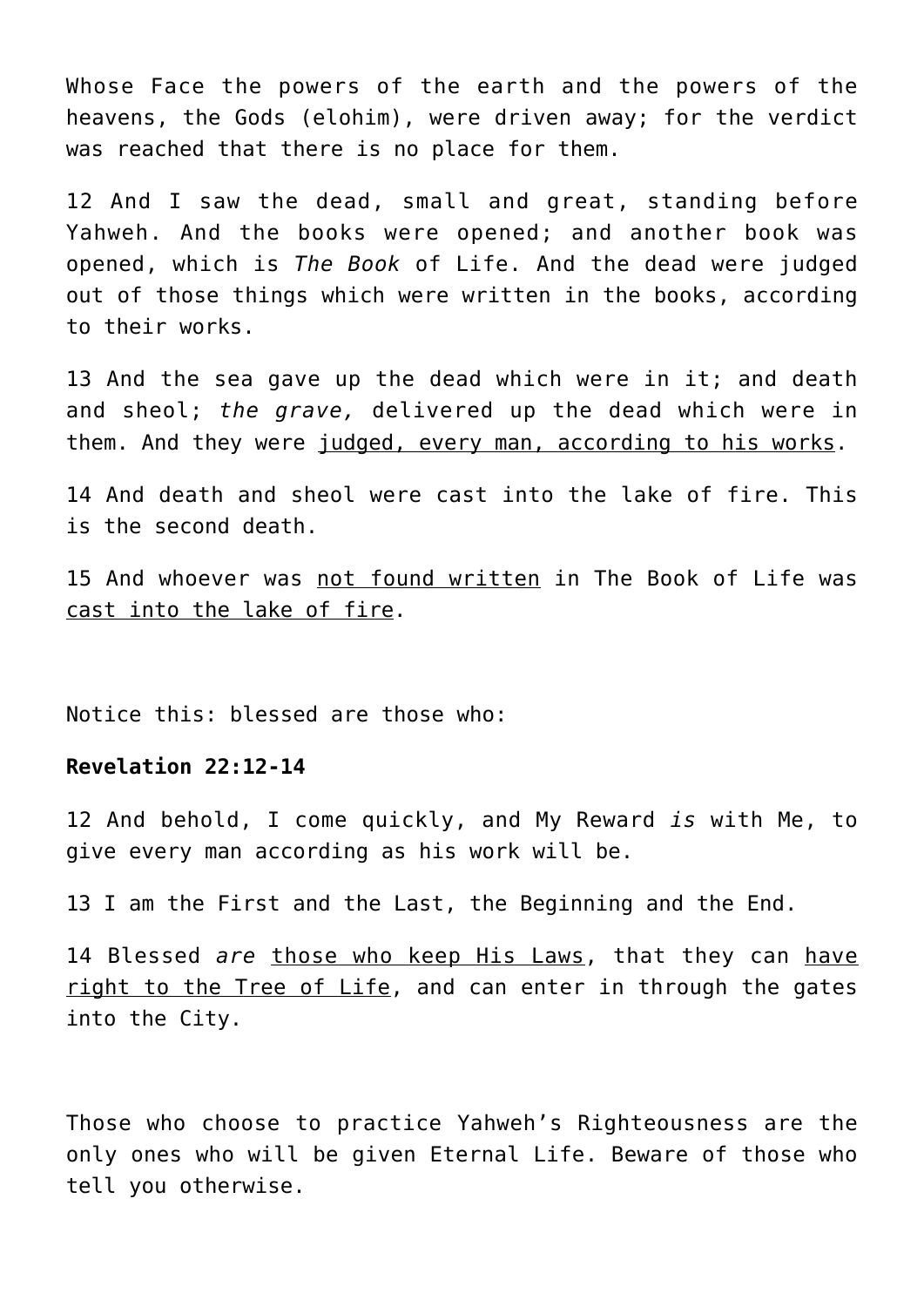Whose Face the powers of the earth and the powers of the heavens, the Gods (elohim), were driven away; for the verdict was reached that there is no place for them.

12 And I saw the dead, small and great, standing before Yahweh. And the books were opened; and another book was opened, which is *The Book* of Life. And the dead were judged out of those things which were written in the books, according to their works.

13 And the sea gave up the dead which were in it; and death and sheol; *the grave,* delivered up the dead which were in them. And they were judged, every man, according to his works.

14 And death and sheol were cast into the lake of fire. This is the second death.

15 And whoever was not found written in The Book of Life was cast into the lake of fire.

Notice this: blessed are those who:

**Revelation 22:12-14**

12 And behold, I come quickly, and My Reward *is* with Me, to give every man according as his work will be.

13 I am the First and the Last, the Beginning and the End.

14 Blessed *are* those who keep His Laws, that they can have right to the Tree of Life, and can enter in through the gates into the City.

Those who choose to practice Yahweh's Righteousness are the only ones who will be given Eternal Life. Beware of those who tell you otherwise.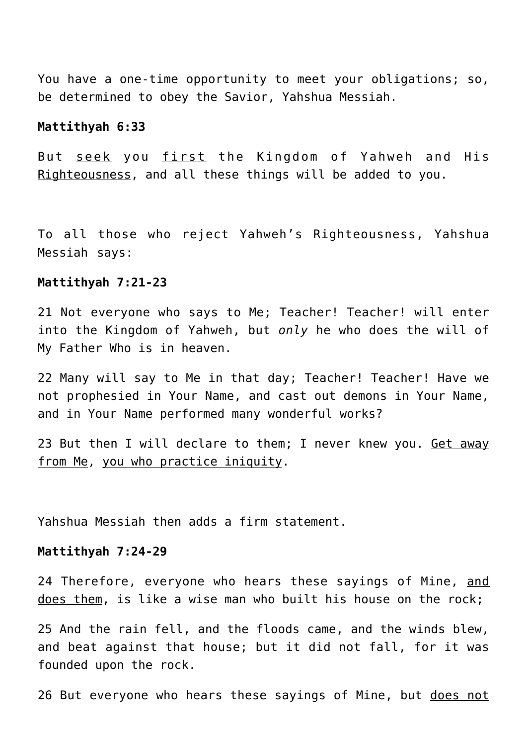You have a one-time opportunity to meet your obligations; so, be determined to obey the Savior, Yahshua Messiah.

**Mattithyah 6:33**

But <u>seek</u> you <u>first</u> the Kingdom of Yahweh and His <u>Righteousness</u>, and all these things will be added to you.

To all those who reject Yahweh's Righteousness, Yahshua Messiah says:

**Mattithyah 7:21-23**

21 Not everyone who says to Me; Teacher! Teacher! will enter into the Kingdom of Yahweh, but *only* he who does the will of My Father Who is in heaven.

22 Many will say to Me in that day; Teacher! Teacher! Have we not prophesied in Your Name, and cast out demons in Your Name, and in Your Name performed many wonderful works?

23 But then I will declare to them; I never knew you. <u>Get away from Me</u>, <u>you who practice iniquity</u>.

Yahshua Messiah then adds a firm statement.

**Mattithyah 7:24-29**

24 Therefore, everyone who hears these sayings of Mine, <u>and does them</u>, is like a wise man who built his house on the rock;

25 And the rain fell, and the floods came, and the winds blew, and beat against that house; but it did not fall, for it was founded upon the rock.

26 But everyone who hears these sayings of Mine, but <u>does not</u>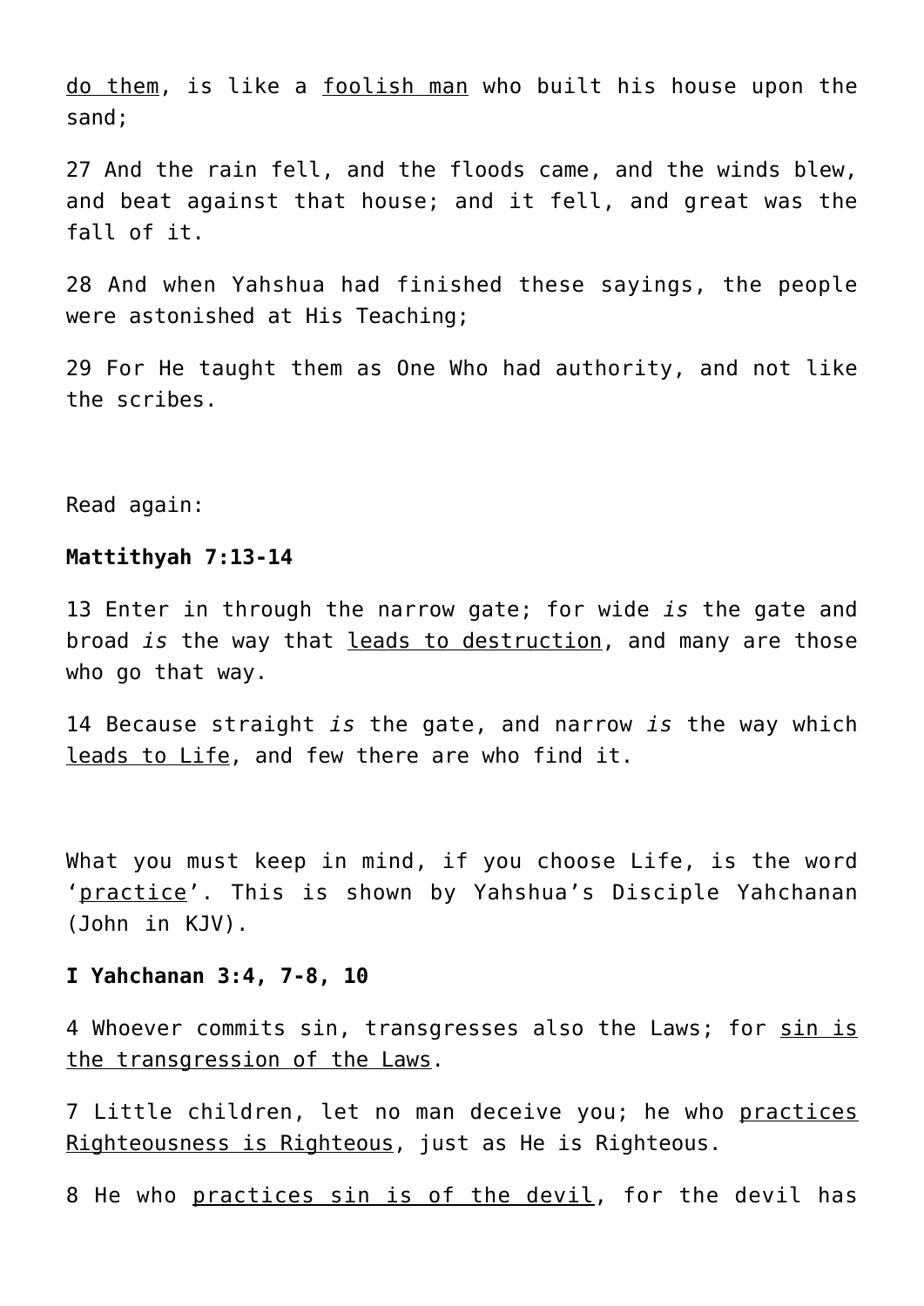<u>do them</u>, is like a <u>foolish man</u> who built his house upon the sand;

27 And the rain fell, and the floods came, and the winds blew, and beat against that house; and it fell, and great was the fall of it.

28 And when Yahshua had finished these sayings, the people were astonished at His Teaching;

29 For He taught them as One Who had authority, and not like the scribes.

Read again:

**Mattithyah 7:13-14**

13 Enter in through the narrow gate; for wide *is* the gate and broad *is* the way that <u>leads to destruction</u>, and many are those who go that way.

14 Because straight *is* the gate, and narrow *is* the way which <u>leads to Life</u>, and few there are who find it.

What you must keep in mind, if you choose Life, is the word '<u>practice</u>'. This is shown by Yahshua's Disciple Yahchanan (John in KJV).

**I Yahchanan 3:4, 7-8, 10**

4 Whoever commits sin, transgresses also the Laws; for <u>sin is the transgression of the Laws</u>.

7 Little children, let no man deceive you; he who <u>practices Righteousness is Righteous</u>, just as He is Righteous.

8 He who <u>practices sin is of the devil</u>, for the devil has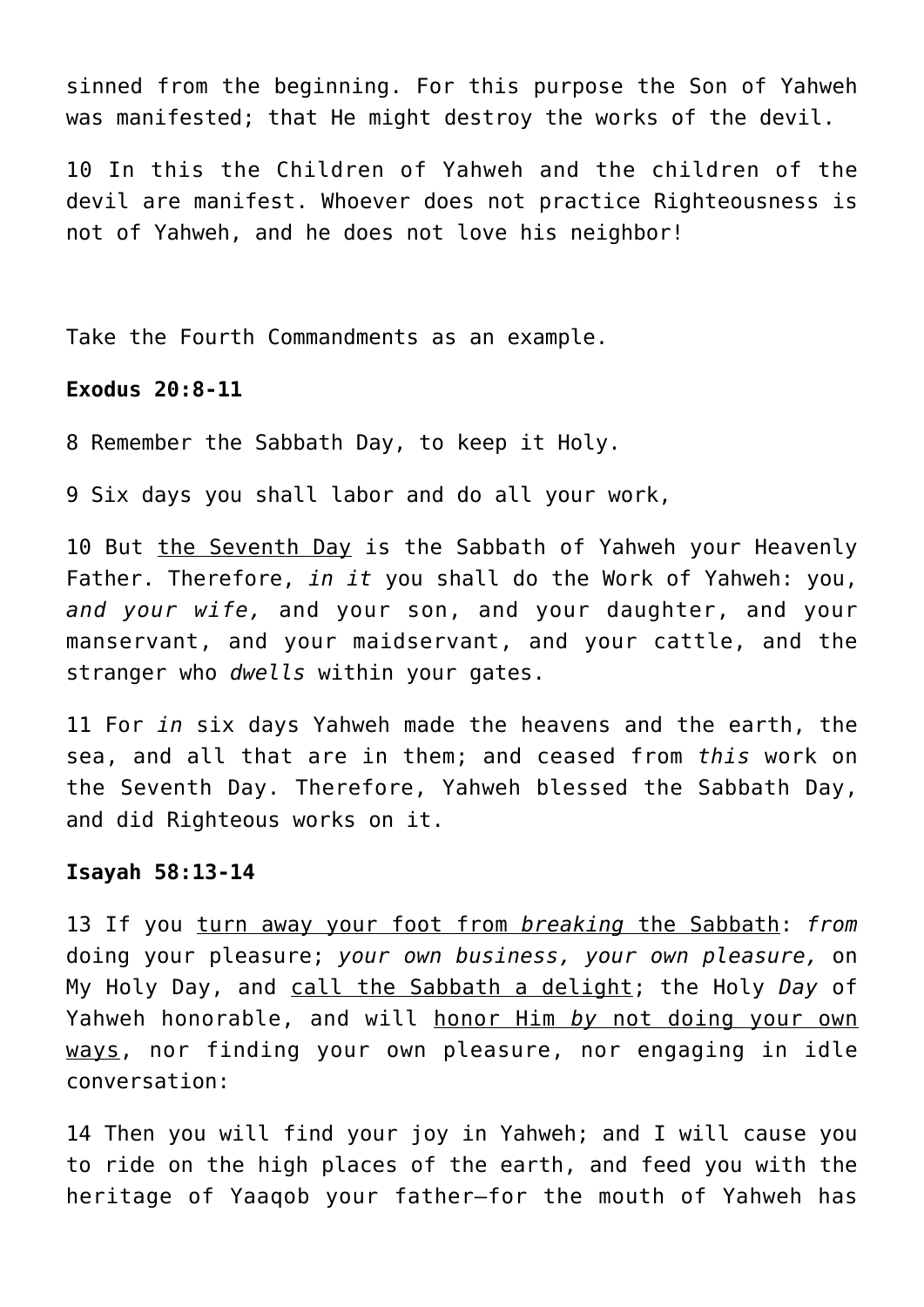sinned from the beginning. For this purpose the Son of Yahweh was manifested; that He might destroy the works of the devil.

10 In this the Children of Yahweh and the children of the devil are manifest. Whoever does not practice Righteousness is not of Yahweh, and he does not love his neighbor!

Take the Fourth Commandments as an example.

**Exodus 20:8-11**

8 Remember the Sabbath Day, to keep it Holy.

9 Six days you shall labor and do all your work,

10 But <u>the Seventh Day</u> is the Sabbath of Yahweh your Heavenly Father. Therefore, *in it* you shall do the Work of Yahweh: you, *and your wife,* and your son, and your daughter, and your manservant, and your maidservant, and your cattle, and the stranger who *dwells* within your gates.

11 For *in* six days Yahweh made the heavens and the earth, the sea, and all that are in them; and ceased from *this* work on the Seventh Day. Therefore, Yahweh blessed the Sabbath Day, and did Righteous works on it.

**Isayah 58:13-14**

13 If you <u>turn away your foot from *breaking* the Sabbath</u>: *from* doing your pleasure; *your own business, your own pleasure,* on My Holy Day, and <u>call the Sabbath a delight</u>; the Holy *Day* of Yahweh honorable, and will <u>honor Him *by* not doing your own ways</u>, nor finding your own pleasure, nor engaging in idle conversation:

14 Then you will find your joy in Yahweh; and I will cause you to ride on the high places of the earth, and feed you with the heritage of Yaaqob your father—for the mouth of Yahweh has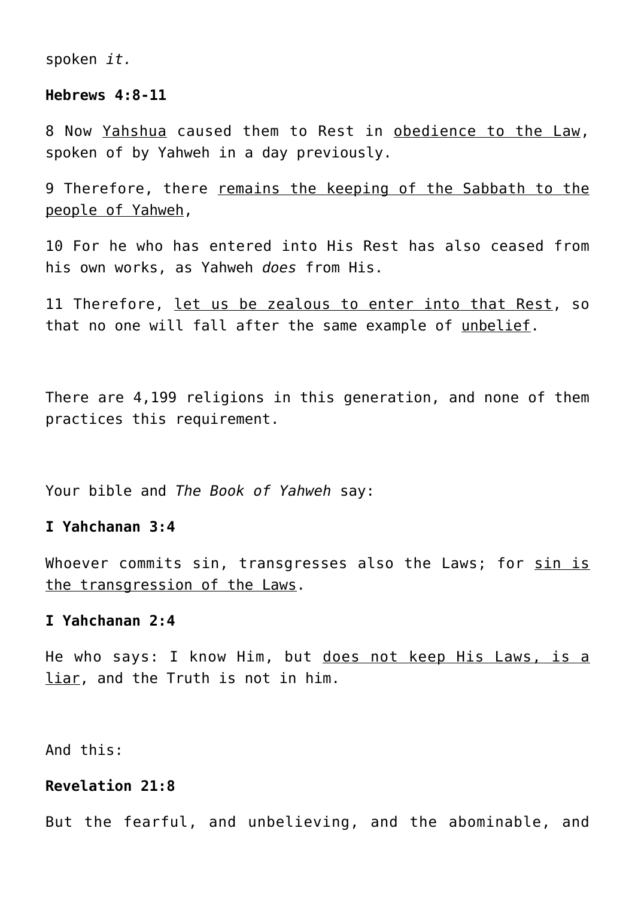spoken *it.*

**Hebrews 4:8-11**

8 Now <u>Yahshua</u> caused them to Rest in <u>obedience to the Law</u>, spoken of by Yahweh in a day previously.

9 Therefore, there <u>remains the keeping of the Sabbath to the people of Yahweh</u>,

10 For he who has entered into His Rest has also ceased from his own works, as Yahweh *does* from His.

11 Therefore, <u>let us be zealous to enter into that Rest</u>, so that no one will fall after the same example of <u>unbelief</u>.

There are 4,199 religions in this generation, and none of them practices this requirement.

Your bible and *The Book of Yahweh* say:

**I Yahchanan 3:4**

Whoever commits sin, transgresses also the Laws; for <u>sin is the transgression of the Laws</u>.

**I Yahchanan 2:4**

He who says: I know Him, but <u>does not keep His Laws, is a liar</u>, and the Truth is not in him.

And this:

**Revelation 21:8**

But the fearful, and unbelieving, and the abominable, and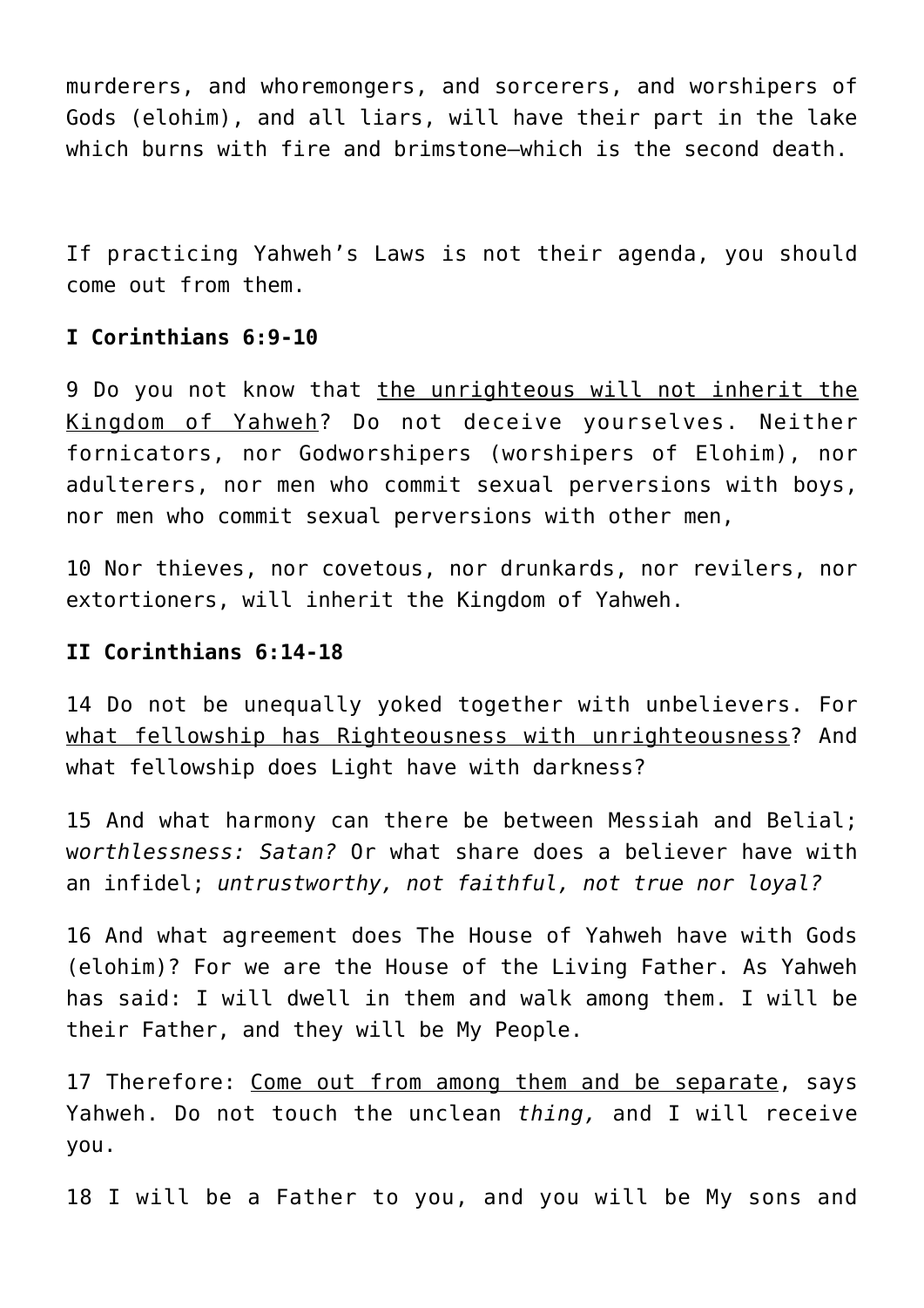murderers, and whoremongers, and sorcerers, and worshipers of Gods (elohim), and all liars, will have their part in the lake which burns with fire and brimstone—which is the second death.

If practicing Yahweh's Laws is not their agenda, you should come out from them.

**I Corinthians 6:9-10**

9 Do you not know that <u>the unrighteous will not inherit the Kingdom of Yahweh</u>? Do not deceive yourselves. Neither fornicators, nor Godworshipers (worshipers of Elohim), nor adulterers, nor men who commit sexual perversions with boys, nor men who commit sexual perversions with other men,

10 Nor thieves, nor covetous, nor drunkards, nor revilers, nor extortioners, will inherit the Kingdom of Yahweh.

**II Corinthians 6:14-18**

14 Do not be unequally yoked together with unbelievers. For <u>what fellowship has Righteousness with unrighteousness</u>? And what fellowship does Light have with darkness?

15 And what harmony can there be between Messiah and Belial; w*orthlessness: Satan?* Or what share does a believer have with an infidel; *untrustworthy, not faithful, not true nor loyal?*

16 And what agreement does The House of Yahweh have with Gods (elohim)? For we are the House of the Living Father. As Yahweh has said: I will dwell in them and walk among them. I will be their Father, and they will be My People.

17 Therefore: <u>Come out from among them and be separate</u>, says Yahweh. Do not touch the unclean *thing,* and I will receive you.

18 I will be a Father to you, and you will be My sons and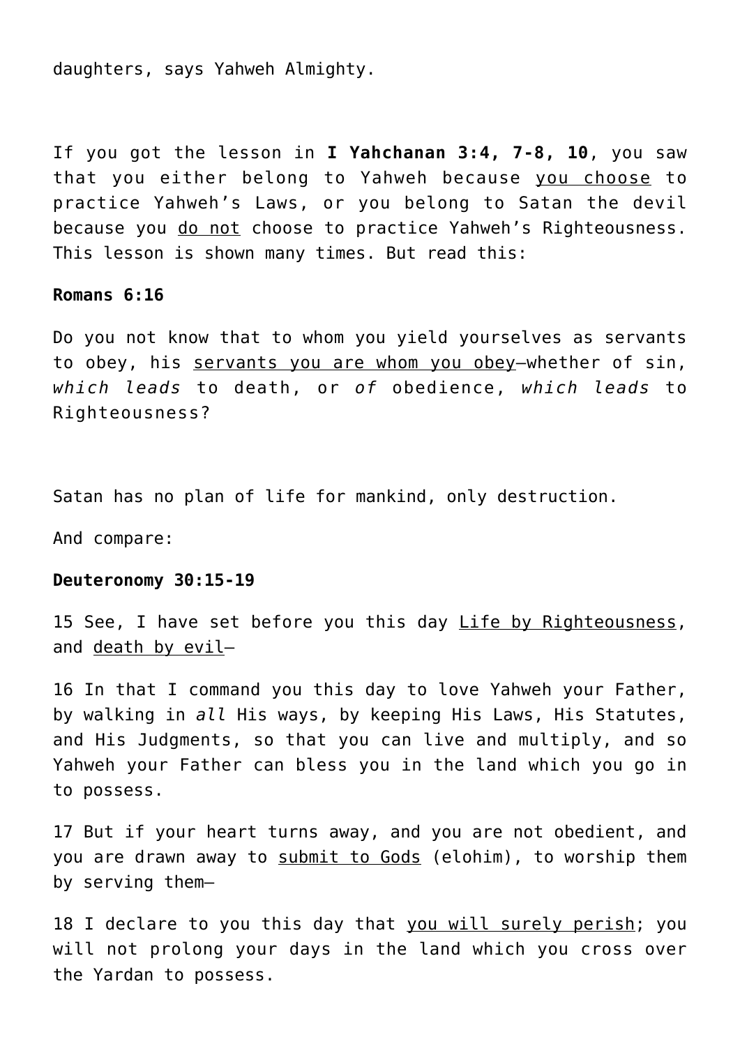daughters, says Yahweh Almighty.

If you got the lesson in **I Yahchanan 3:4, 7-8, 10**, you saw that you either belong to Yahweh because <u>you choose</u> to practice Yahweh's Laws, or you belong to Satan the devil because you <u>do not</u> choose to practice Yahweh's Righteousness. This lesson is shown many times. But read this:

**Romans 6:16**

Do you not know that to whom you yield yourselves as servants to obey, his <u>servants you are whom you obey</u>—whether of sin, *which leads* to death, or *of* obedience, *which leads* to Righteousness?

Satan has no plan of life for mankind, only destruction.

And compare:

**Deuteronomy 30:15-19**

15 See, I have set before you this day <u>Life by Righteousness</u>, and <u>death by evil</u>—

16 In that I command you this day to love Yahweh your Father, by walking in *all* His ways, by keeping His Laws, His Statutes, and His Judgments, so that you can live and multiply, and so Yahweh your Father can bless you in the land which you go in to possess.

17 But if your heart turns away, and you are not obedient, and you are drawn away to <u>submit to Gods</u> (elohim), to worship them by serving them—

18 I declare to you this day that <u>you will surely perish</u>; you will not prolong your days in the land which you cross over the Yardan to possess.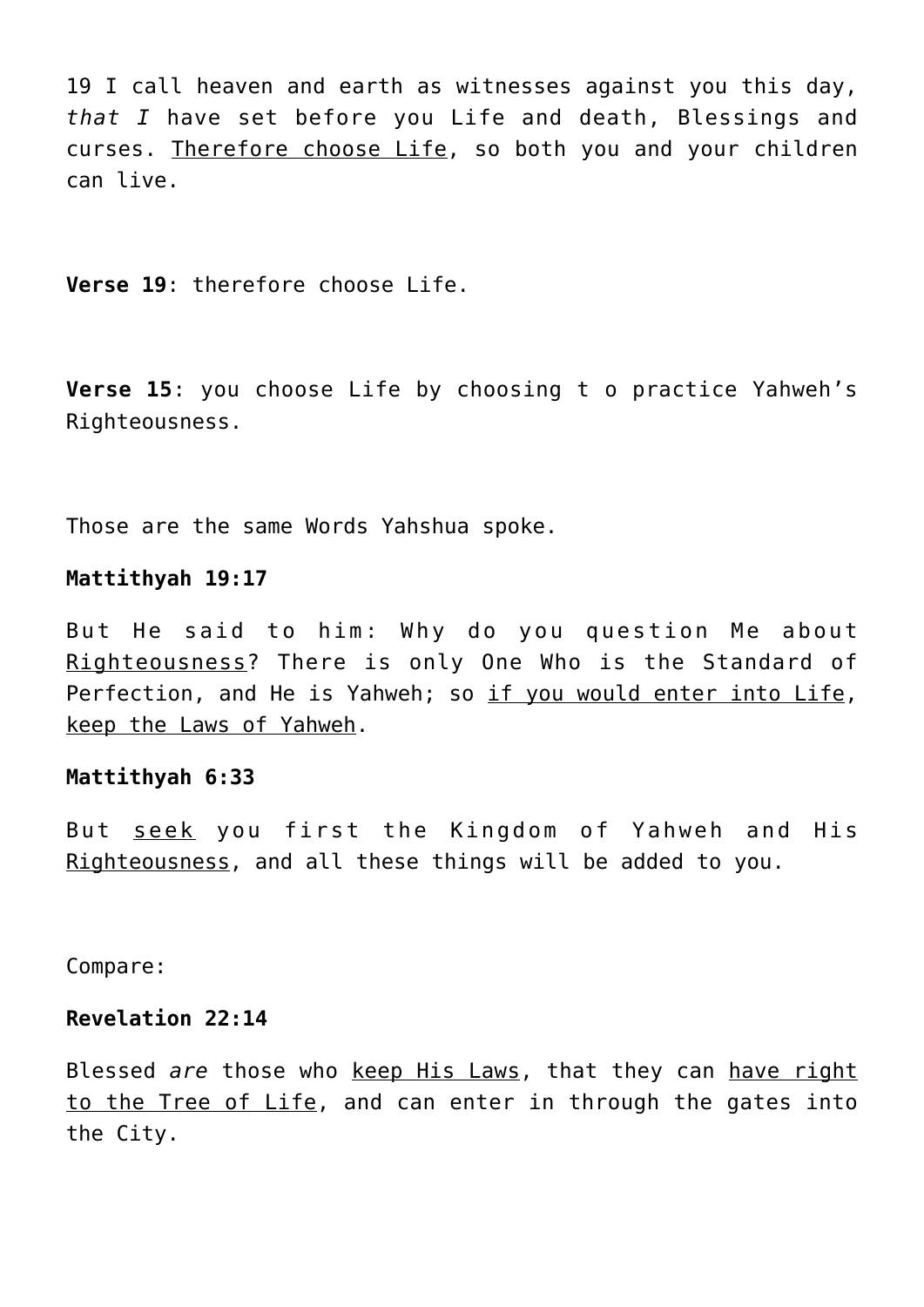19 I call heaven and earth as witnesses against you this day, *that I* have set before you Life and death, Blessings and curses. <u>Therefore choose Life</u>, so both you and your children can live.

**Verse 19**: therefore choose Life.

**Verse 15**: you choose Life by choosing t o practice Yahweh's Righteousness.

Those are the same Words Yahshua spoke.

**Mattithyah 19:17**

But He said to him: Why do you question Me about <u>Righteousness</u>? There is only One Who is the Standard of Perfection, and He is Yahweh; so <u>if you would enter into Life</u>, <u>keep the Laws of Yahweh</u>.

**Mattithyah 6:33**

But <u>seek</u> you first the Kingdom of Yahweh and His <u>Righteousness</u>, and all these things will be added to you.

Compare:

**Revelation 22:14**

Blessed *are* those who <u>keep His Laws</u>, that they can <u>have right to the Tree of Life</u>, and can enter in through the gates into the City.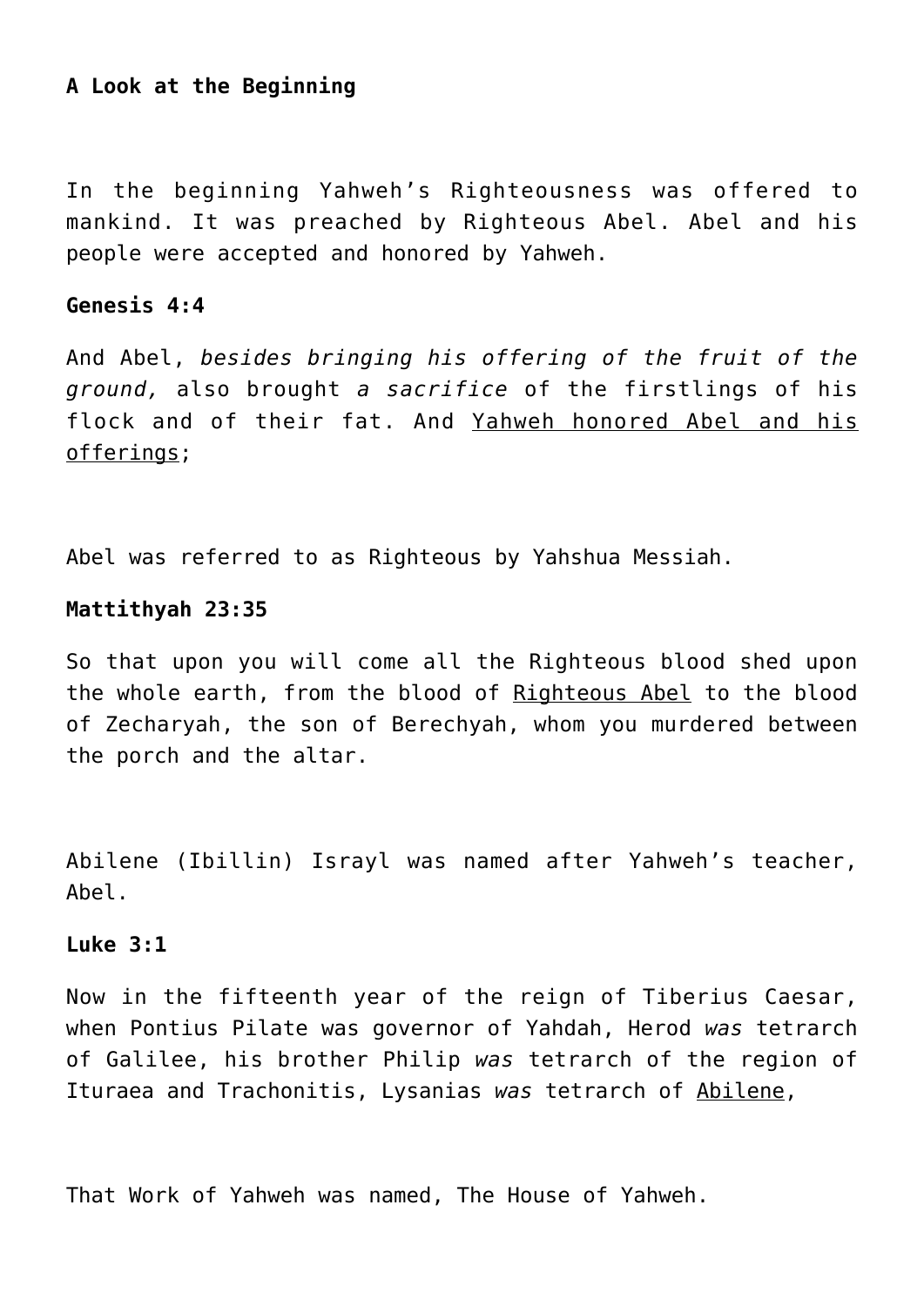**A Look at the Beginning**

In the beginning Yahweh's Righteousness was offered to mankind. It was preached by Righteous Abel. Abel and his people were accepted and honored by Yahweh.

**Genesis 4:4**

And Abel, *besides bringing his offering of the fruit of the ground,* also brought *a sacrifice* of the firstlings of his flock and of their fat. And <u>Yahweh honored Abel and his offerings</u>;

Abel was referred to as Righteous by Yahshua Messiah.

**Mattithyah 23:35**

So that upon you will come all the Righteous blood shed upon the whole earth, from the blood of <u>Righteous Abel</u> to the blood of Zecharyah, the son of Berechyah, whom you murdered between the porch and the altar.

Abilene (Ibillin) Israyl was named after Yahweh's teacher, Abel.

**Luke 3:1**

Now in the fifteenth year of the reign of Tiberius Caesar, when Pontius Pilate was governor of Yahdah, Herod *was* tetrarch of Galilee, his brother Philip *was* tetrarch of the region of Ituraea and Trachonitis, Lysanias *was* tetrarch of <u>Abilene</u>,

That Work of Yahweh was named, The House of Yahweh.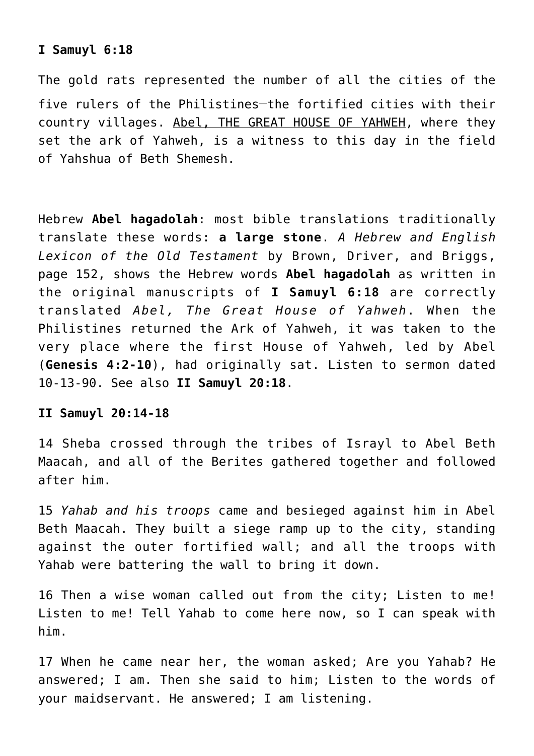**I Samuyl 6:18**

The gold rats represented the number of all the cities of the five rulers of the Philistines—the fortified cities with their country villages. <u>Abel, THE GREAT HOUSE OF YAHWEH</u>, where they set the ark of Yahweh, is a witness to this day in the field of Yahshua of Beth Shemesh.

Hebrew **Abel hagadolah**: most bible translations traditionally translate these words: **a large stone**. *A Hebrew and English Lexicon of the Old Testament* by Brown, Driver, and Briggs, page 152, shows the Hebrew words **Abel hagadolah** as written in the original manuscripts of **I Samuyl 6:18** are correctly translated *Abel, The Great House of Yahweh*. When the Philistines returned the Ark of Yahweh, it was taken to the very place where the first House of Yahweh, led by Abel (**Genesis 4:2-10**), had originally sat. Listen to sermon dated 10-13-90. See also **II Samuyl 20:18**.

**II Samuyl 20:14-18**

14 Sheba crossed through the tribes of Israyl to Abel Beth Maacah, and all of the Berites gathered together and followed after him.

15 *Yahab and his troops* came and besieged against him in Abel Beth Maacah. They built a siege ramp up to the city, standing against the outer fortified wall; and all the troops with Yahab were battering the wall to bring it down.

16 Then a wise woman called out from the city; Listen to me! Listen to me! Tell Yahab to come here now, so I can speak with him.

17 When he came near her, the woman asked; Are you Yahab? He answered; I am. Then she said to him; Listen to the words of your maidservant. He answered; I am listening.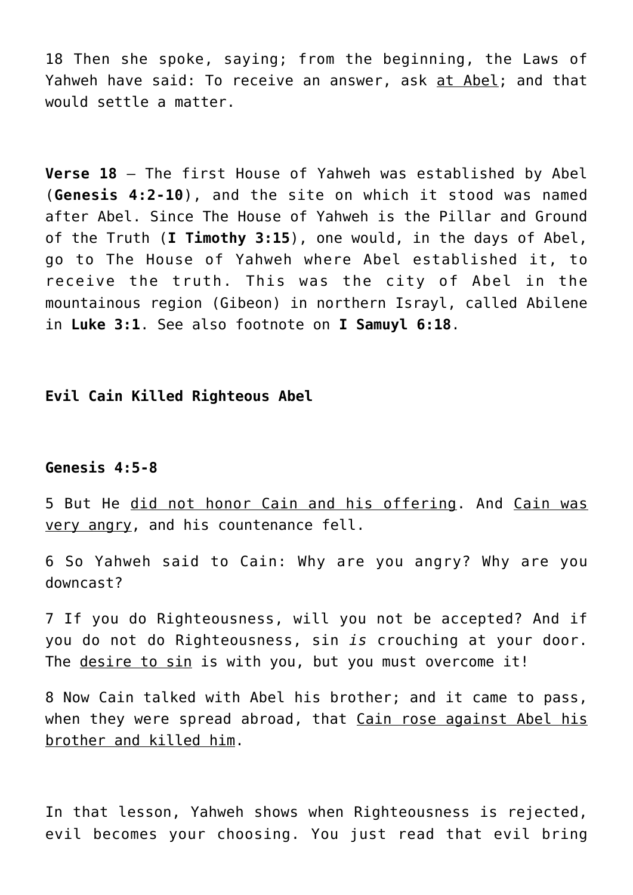18 Then she spoke, saying; from the beginning, the Laws of Yahweh have said: To receive an answer, ask <u>at Abel</u>; and that would settle a matter.

**Verse 18** – The first House of Yahweh was established by Abel (**Genesis 4:2-10**), and the site on which it stood was named after Abel. Since The House of Yahweh is the Pillar and Ground of the Truth (**I Timothy 3:15**), one would, in the days of Abel, go to The House of Yahweh where Abel established it, to receive the truth. This was the city of Abel in the mountainous region (Gibeon) in northern Israyl, called Abilene in **Luke 3:1**. See also footnote on **I Samuyl 6:18**.

**Evil Cain Killed Righteous Abel**

**Genesis 4:5-8**

5 But He <u>did not honor Cain and his offering</u>. And <u>Cain was very angry</u>, and his countenance fell.

6 So Yahweh said to Cain: Why are you angry? Why are you downcast?

7 If you do Righteousness, will you not be accepted? And if you do not do Righteousness, sin *is* crouching at your door. The <u>desire to sin</u> is with you, but you must overcome it!

8 Now Cain talked with Abel his brother; and it came to pass, when they were spread abroad, that <u>Cain rose against Abel his brother and killed him</u>.

In that lesson, Yahweh shows when Righteousness is rejected, evil becomes your choosing. You just read that evil bring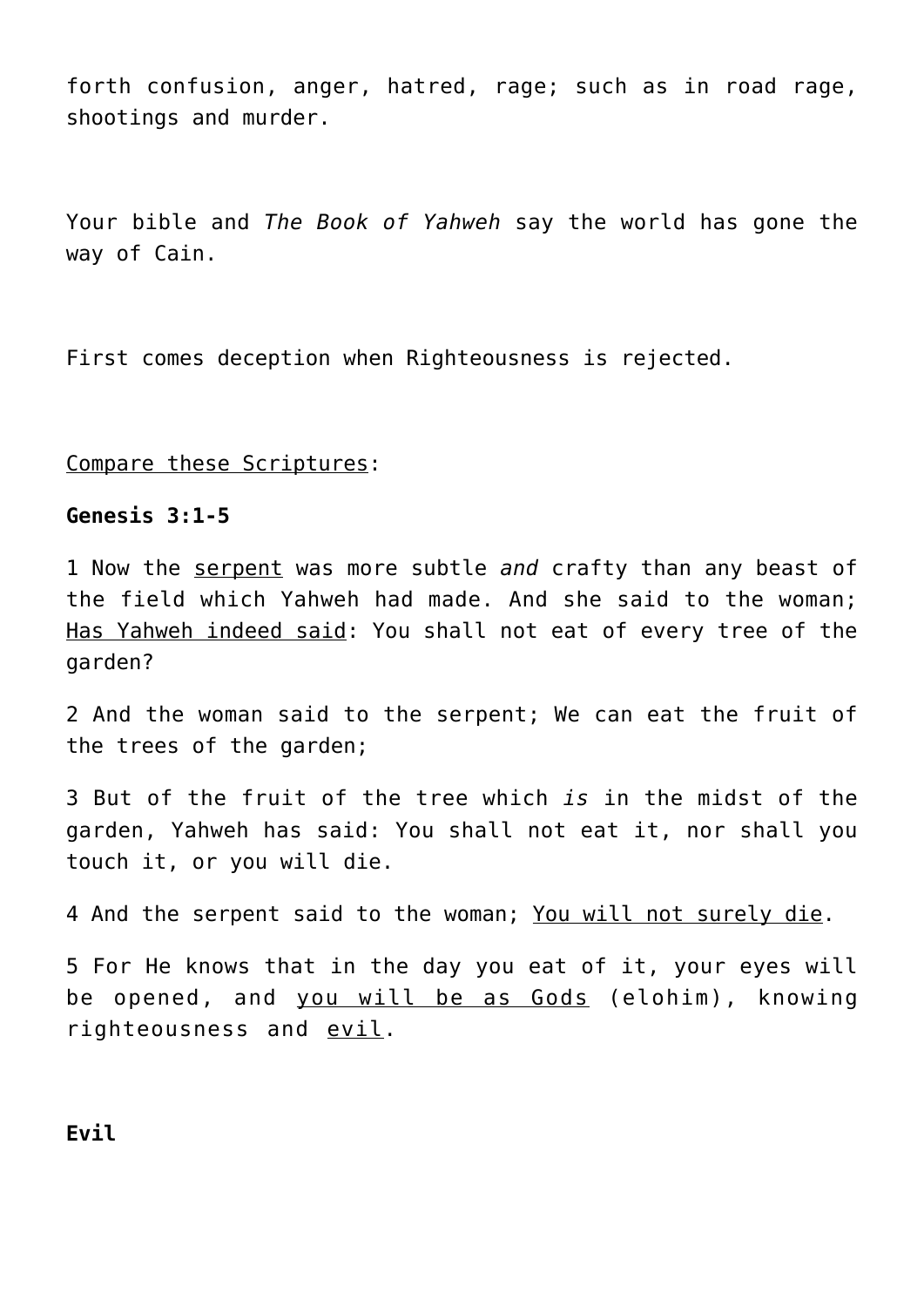forth confusion, anger, hatred, rage; such as in road rage, shootings and murder.

Your bible and *The Book of Yahweh* say the world has gone the way of Cain.

First comes deception when Righteousness is rejected.

<u>Compare these Scriptures</u>:

**Genesis 3:1-5**

1 Now the <u>serpent</u> was more subtle *and* crafty than any beast of the field which Yahweh had made. And she said to the woman; <u>Has Yahweh indeed said</u>: You shall not eat of every tree of the garden?

2 And the woman said to the serpent; We can eat the fruit of the trees of the garden;

3 But of the fruit of the tree which *is* in the midst of the garden, Yahweh has said: You shall not eat it, nor shall you touch it, or you will die.

4 And the serpent said to the woman; <u>You will not surely die</u>.

5 For He knows that in the day you eat of it, your eyes will be opened, and <u>you will be as Gods</u> (elohim), knowing righteousness and <u>evil</u>.

**Evil**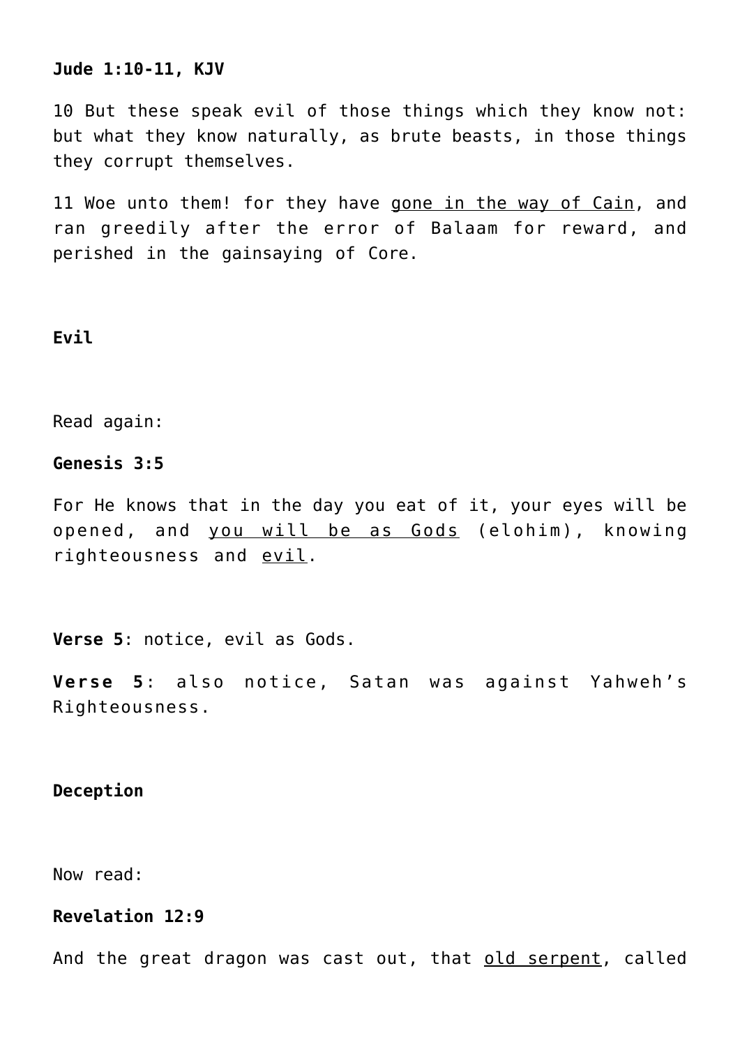**Jude 1:10-11, KJV**

10 But these speak evil of those things which they know not: but what they know naturally, as brute beasts, in those things they corrupt themselves.

11 Woe unto them! for they have <u>gone in the way of Cain</u>, and ran greedily after the error of Balaam for reward, and perished in the gainsaying of Core.

**Evil**

Read again:

**Genesis 3:5**

For He knows that in the day you eat of it, your eyes will be opened, and <u>you will be as Gods</u> (elohim), knowing righteousness and <u>evil</u>.

**Verse 5**: notice, evil as Gods.

**Verse 5**: also notice, Satan was against Yahweh's Righteousness.

**Deception**

Now read:

**Revelation 12:9**

And the great dragon was cast out, that <u>old serpent</u>, called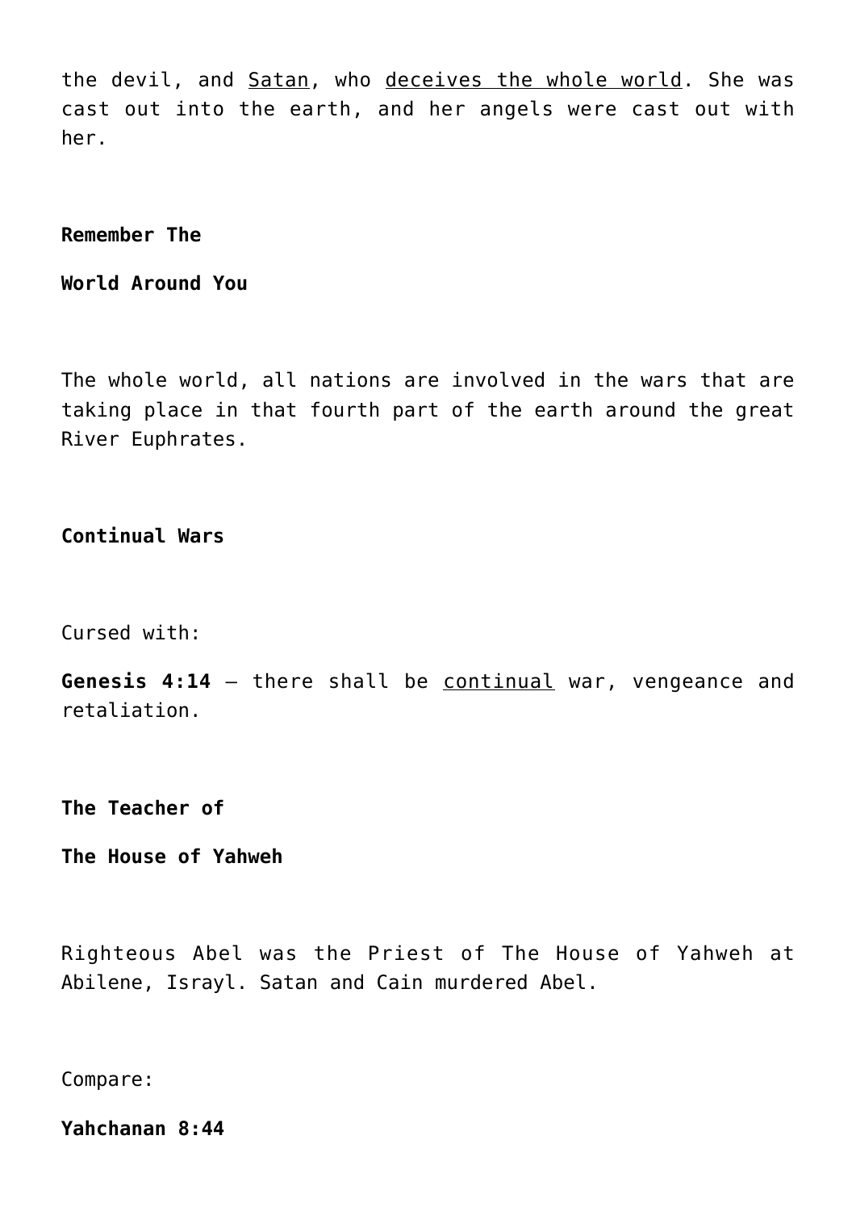the devil, and Satan, who deceives the whole world. She was cast out into the earth, and her angels were cast out with her.

**Remember The**

**World Around You**

The whole world, all nations are involved in the wars that are taking place in that fourth part of the earth around the great River Euphrates.

**Continual Wars**

Cursed with:

**Genesis 4:14** – there shall be continual war, vengeance and retaliation.

**The Teacher of**

**The House of Yahweh**

Righteous Abel was the Priest of The House of Yahweh at Abilene, Israyl. Satan and Cain murdered Abel.

Compare:

**Yahchanan 8:44**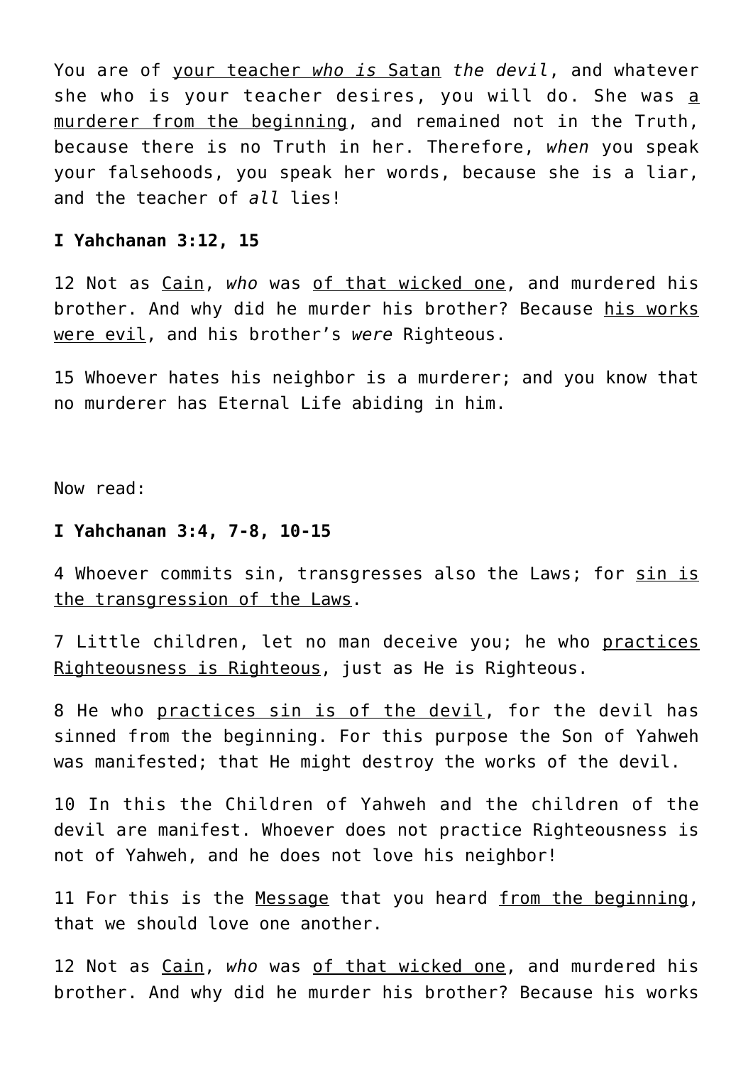You are of <u>your teacher *who is* Satan</u> *the devil*, and whatever she who is your teacher desires, you will do. She was <u>a murderer from the beginning</u>, and remained not in the Truth, because there is no Truth in her. Therefore, *when* you speak your falsehoods, you speak her words, because she is a liar, and the teacher of *all* lies!

**I Yahchanan 3:12, 15**

12 Not as <u>Cain</u>, *who* was <u>of that wicked one</u>, and murdered his brother. And why did he murder his brother? Because <u>his works were evil</u>, and his brother's *were* Righteous.

15 Whoever hates his neighbor is a murderer; and you know that no murderer has Eternal Life abiding in him.

Now read:

**I Yahchanan 3:4, 7-8, 10-15**

4 Whoever commits sin, transgresses also the Laws; for <u>sin is the transgression of the Laws</u>.

7 Little children, let no man deceive you; he who <u>practices Righteousness is Righteous</u>, just as He is Righteous.

8 He who <u>practices sin is of the devil</u>, for the devil has sinned from the beginning. For this purpose the Son of Yahweh was manifested; that He might destroy the works of the devil.

10 In this the Children of Yahweh and the children of the devil are manifest. Whoever does not practice Righteousness is not of Yahweh, and he does not love his neighbor!

11 For this is the <u>Message</u> that you heard <u>from the beginning</u>, that we should love one another.

12 Not as <u>Cain</u>, *who* was <u>of that wicked one</u>, and murdered his brother. And why did he murder his brother? Because his works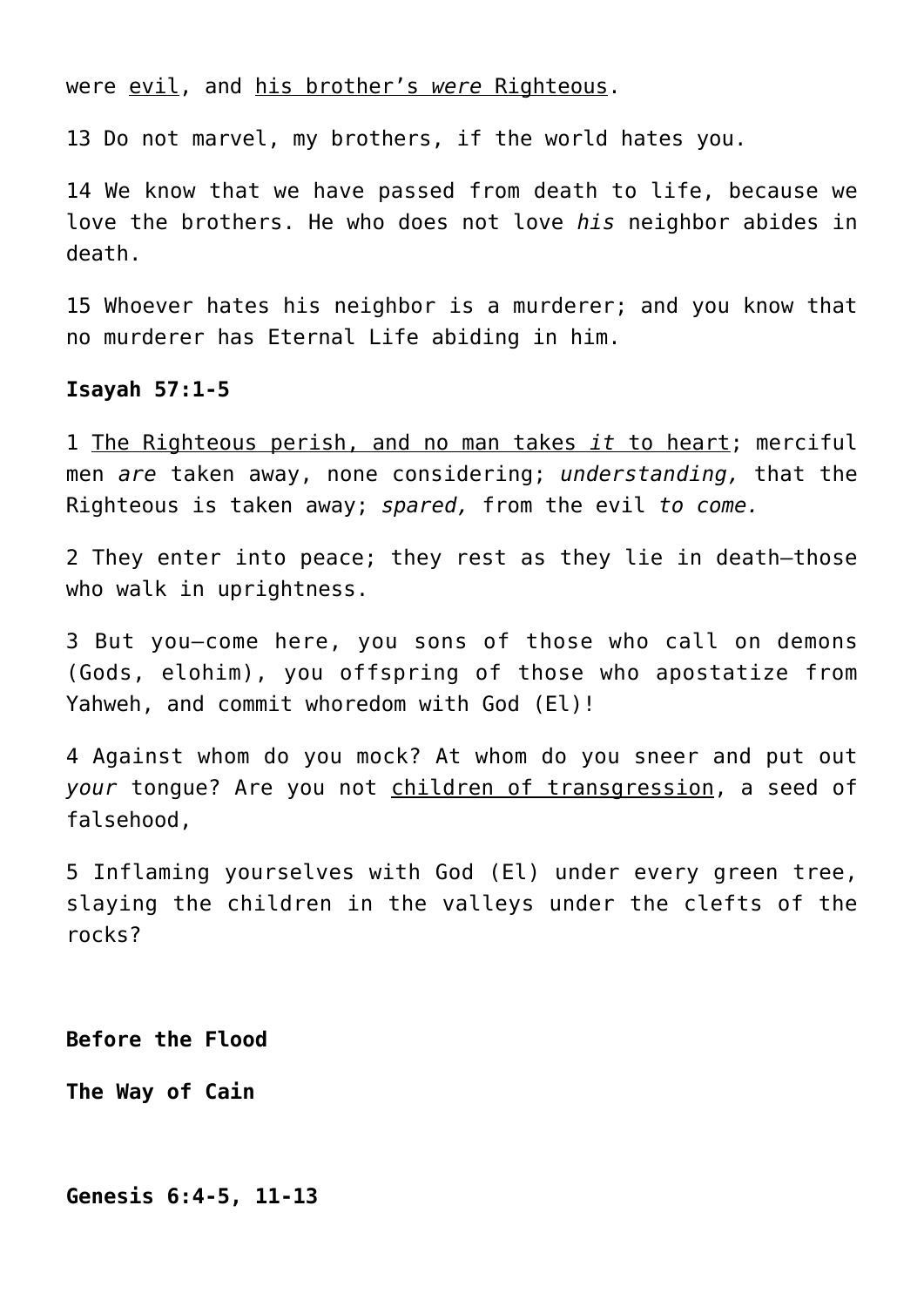were <u>evil</u>, and <u>his brother's *were* Righteous</u>.

13 Do not marvel, my brothers, if the world hates you.

14 We know that we have passed from death to life, because we love the brothers. He who does not love *his* neighbor abides in death.

15 Whoever hates his neighbor is a murderer; and you know that no murderer has Eternal Life abiding in him.

**Isayah 57:1-5**

1 <u>The Righteous perish, and no man takes *it* to heart</u>; merciful men *are* taken away, none considering; *understanding,* that the Righteous is taken away; *spared,* from the evil *to come.*

2 They enter into peace; they rest as they lie in death—those who walk in uprightness.

3 But you—come here, you sons of those who call on demons (Gods, elohim), you offspring of those who apostatize from Yahweh, and commit whoredom with God (El)!

4 Against whom do you mock? At whom do you sneer and put out *your* tongue? Are you not <u>children of transgression</u>, a seed of falsehood,

5 Inflaming yourselves with God (El) under every green tree, slaying the children in the valleys under the clefts of the rocks?

**Before the Flood**

**The Way of Cain**

**Genesis 6:4-5, 11-13**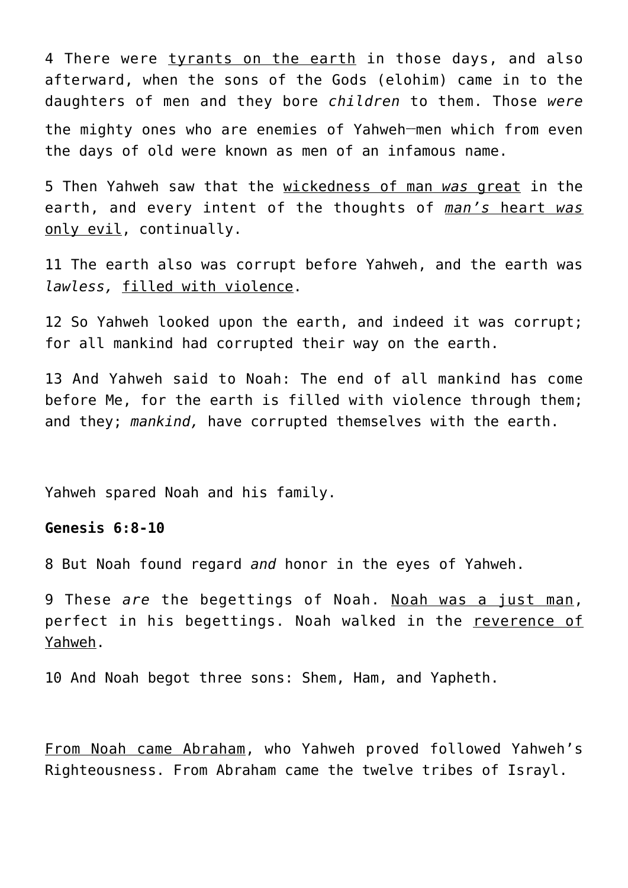4 There were tyrants on the earth in those days, and also afterward, when the sons of the Gods (elohim) came in to the daughters of men and they bore *children* to them. Those *were* the mighty ones who are enemies of Yahweh—men which from even the days of old were known as men of an infamous name.

5 Then Yahweh saw that the wickedness of man *was* great in the earth, and every intent of the thoughts of *man's* heart *was* only evil, continually.

11 The earth also was corrupt before Yahweh, and the earth was *lawless,* filled with violence.

12 So Yahweh looked upon the earth, and indeed it was corrupt; for all mankind had corrupted their way on the earth.

13 And Yahweh said to Noah: The end of all mankind has come before Me, for the earth is filled with violence through them; and they; *mankind,* have corrupted themselves with the earth.

Yahweh spared Noah and his family.

**Genesis 6:8-10**

8 But Noah found regard *and* honor in the eyes of Yahweh.

9 These *are* the begettings of Noah. Noah was a just man, perfect in his begettings. Noah walked in the reverence of Yahweh.

10 And Noah begot three sons: Shem, Ham, and Yapheth.

From Noah came Abraham, who Yahweh proved followed Yahweh's Righteousness. From Abraham came the twelve tribes of Israyl.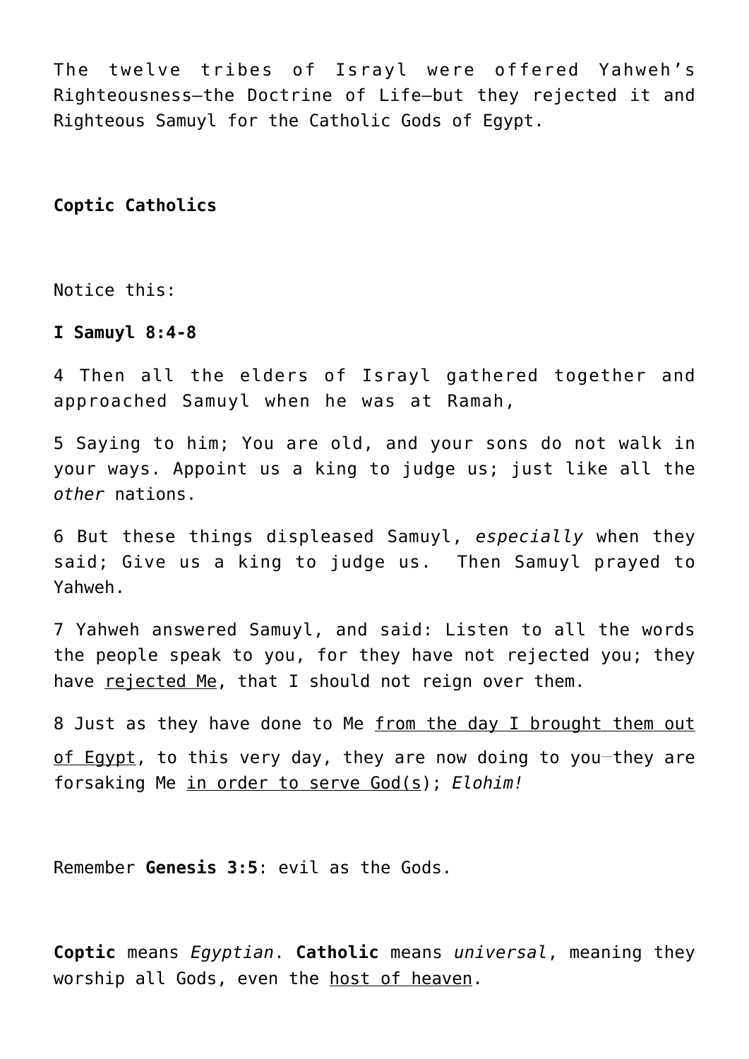The twelve tribes of Israyl were offered Yahweh's Righteousness—the Doctrine of Life—but they rejected it and Righteous Samuyl for the Catholic Gods of Egypt.

**Coptic Catholics**

Notice this:

**I Samuyl 8:4-8**

4 Then all the elders of Israyl gathered together and approached Samuyl when he was at Ramah,

5 Saying to him; You are old, and your sons do not walk in your ways. Appoint us a king to judge us; just like all the *other* nations.

6 But these things displeased Samuyl, *especially* when they said; Give us a king to judge us. Then Samuyl prayed to Yahweh.

7 Yahweh answered Samuyl, and said: Listen to all the words the people speak to you, for they have not rejected you; they have <u>rejected Me</u>, that I should not reign over them.

8 Just as they have done to Me <u>from the day I brought them out of Egypt</u>, to this very day, they are now doing to you—they are forsaking Me <u>in order to serve God(s)</u>; *Elohim!*

Remember **Genesis 3:5**: evil as the Gods.

**Coptic** means *Egyptian*. **Catholic** means *universal*, meaning they worship all Gods, even the <u>host of heaven</u>.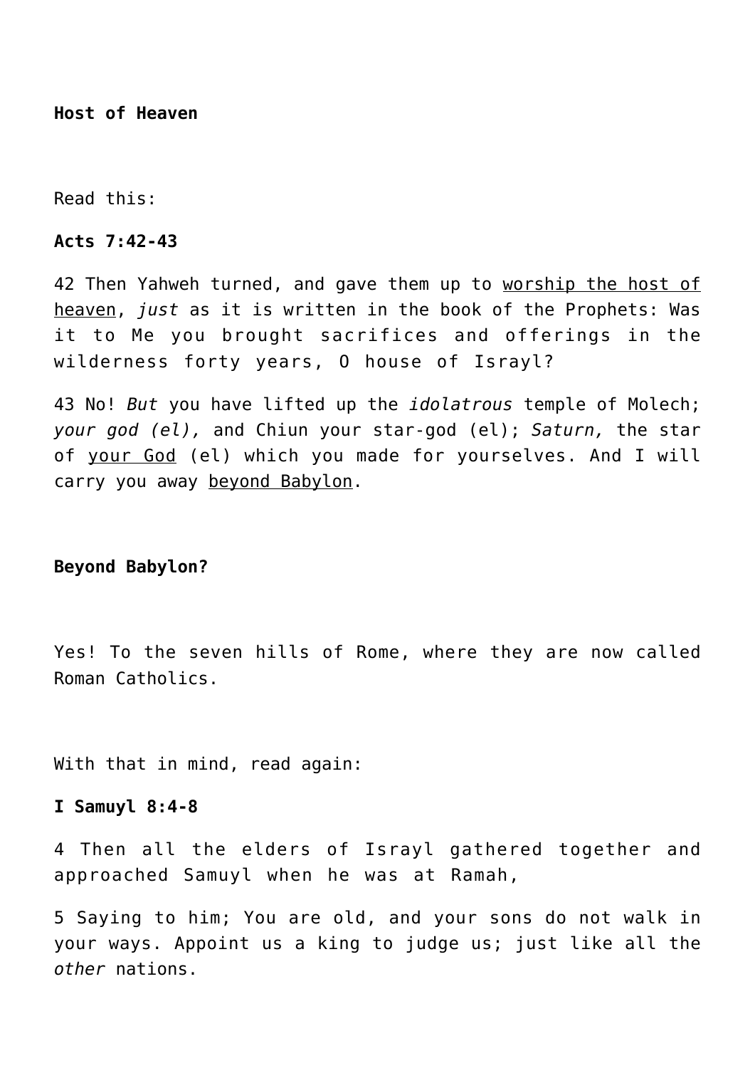**Host of Heaven**

Read this:

**Acts 7:42-43**

42 Then Yahweh turned, and gave them up to <u>worship the host of heaven</u>, *just* as it is written in the book of the Prophets: Was it to Me you brought sacrifices and offerings in the wilderness forty years, O house of Israyl?

43 No! *But* you have lifted up the *idolatrous* temple of Molech; *your god (el),* and Chiun your star-god (el); *Saturn,* the star of <u>your God</u> (el) which you made for yourselves. And I will carry you away <u>beyond Babylon</u>.

**Beyond Babylon?**

Yes! To the seven hills of Rome, where they are now called Roman Catholics.

With that in mind, read again:

**I Samuyl 8:4-8**

4 Then all the elders of Israyl gathered together and approached Samuyl when he was at Ramah,

5 Saying to him; You are old, and your sons do not walk in your ways. Appoint us a king to judge us; just like all the *other* nations.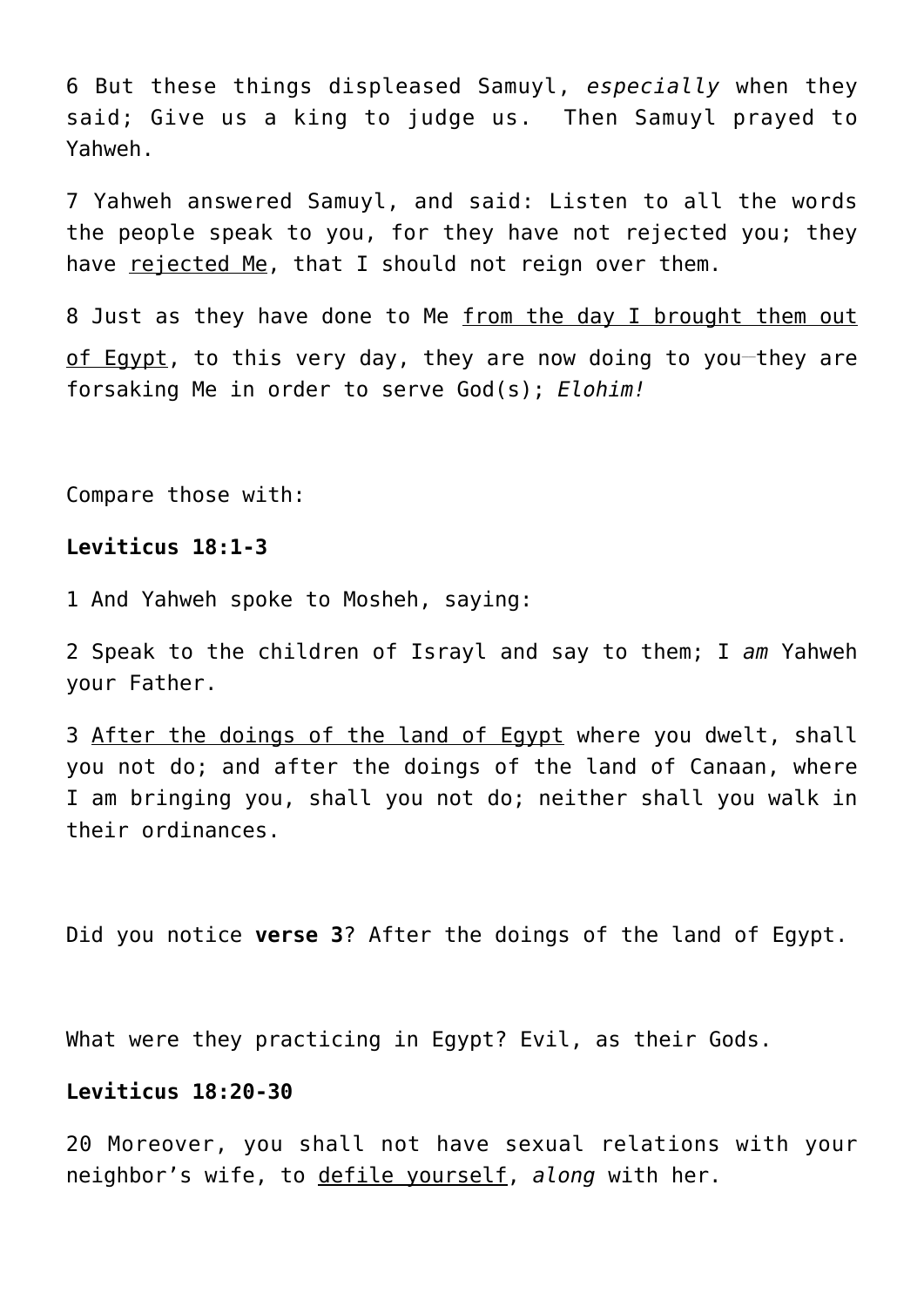6 But these things displeased Samuyl, *especially* when they said; Give us a king to judge us.  Then Samuyl prayed to Yahweh.

7 Yahweh answered Samuyl, and said: Listen to all the words the people speak to you, for they have not rejected you; they have <u>rejected Me</u>, that I should not reign over them.

8 Just as they have done to Me <u>from the day I brought them out of Egypt</u>, to this very day, they are now doing to you—they are forsaking Me in order to serve God(s); *Elohim!*

Compare those with:

**Leviticus 18:1-3**

1 And Yahweh spoke to Mosheh, saying:

2 Speak to the children of Israyl and say to them; I *am* Yahweh your Father.

3 <u>After the doings of the land of Egypt</u> where you dwelt, shall you not do; and after the doings of the land of Canaan, where I am bringing you, shall you not do; neither shall you walk in their ordinances.

Did you notice **verse 3**? After the doings of the land of Egypt.

What were they practicing in Egypt? Evil, as their Gods.

**Leviticus 18:20-30**

20 Moreover, you shall not have sexual relations with your neighbor's wife, to <u>defile yourself</u>, *along* with her.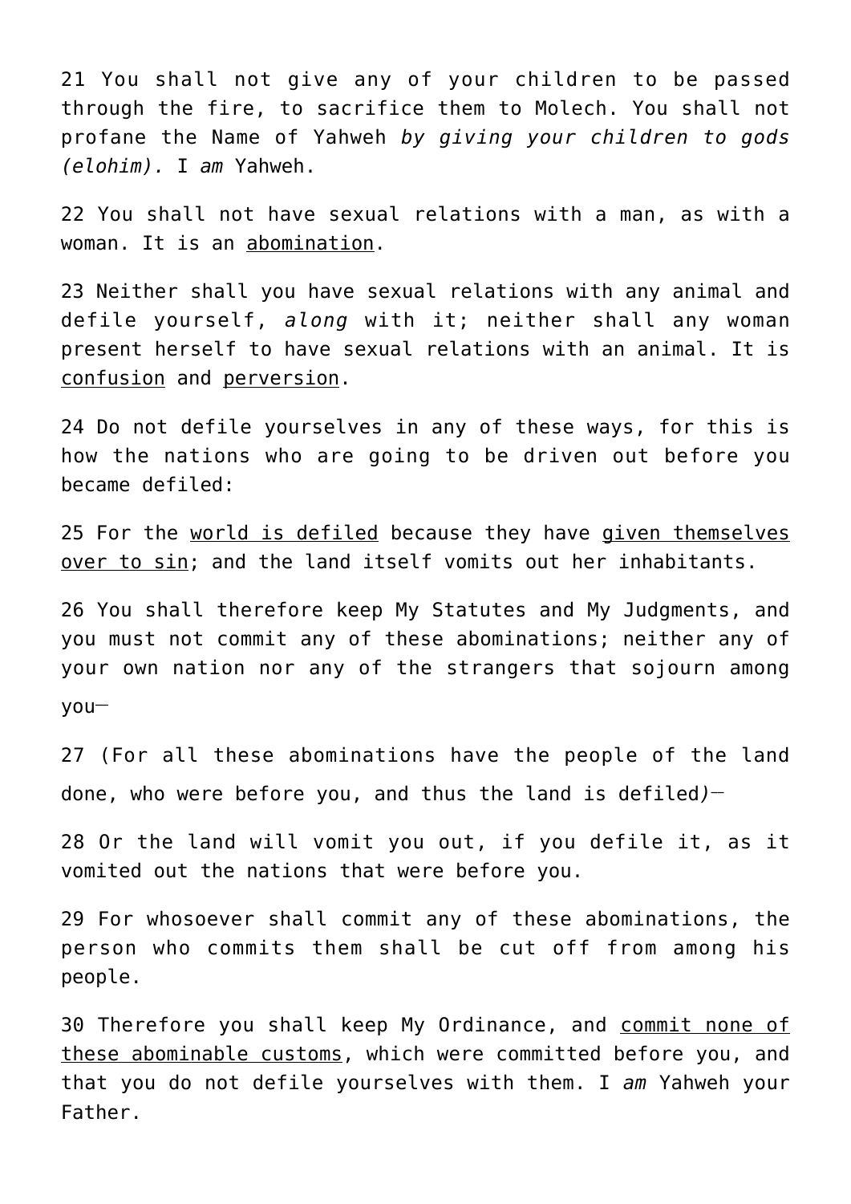21 You shall not give any of your children to be passed through the fire, to sacrifice them to Molech. You shall not profane the Name of Yahweh *by giving your children to gods (elohim).* I *am* Yahweh.

22 You shall not have sexual relations with a man, as with a woman. It is an <u>abomination</u>.

23 Neither shall you have sexual relations with any animal and defile yourself, *along* with it; neither shall any woman present herself to have sexual relations with an animal. It is <u>confusion</u> and <u>perversion</u>.

24 Do not defile yourselves in any of these ways, for this is how the nations who are going to be driven out before you became defiled:

25 For the <u>world is defiled</u> because they have <u>given themselves over to sin</u>; and the land itself vomits out her inhabitants.

26 You shall therefore keep My Statutes and My Judgments, and you must not commit any of these abominations; neither any of your own nation nor any of the strangers that sojourn among you—

27 (For all these abominations have the people of the land done, who were before you, and thus the land is defiled*)*—

28 Or the land will vomit you out, if you defile it, as it vomited out the nations that were before you.

29 For whosoever shall commit any of these abominations, the person who commits them shall be cut off from among his people.

30 Therefore you shall keep My Ordinance, and <u>commit none of these abominable customs</u>, which were committed before you, and that you do not defile yourselves with them. I *am* Yahweh your Father.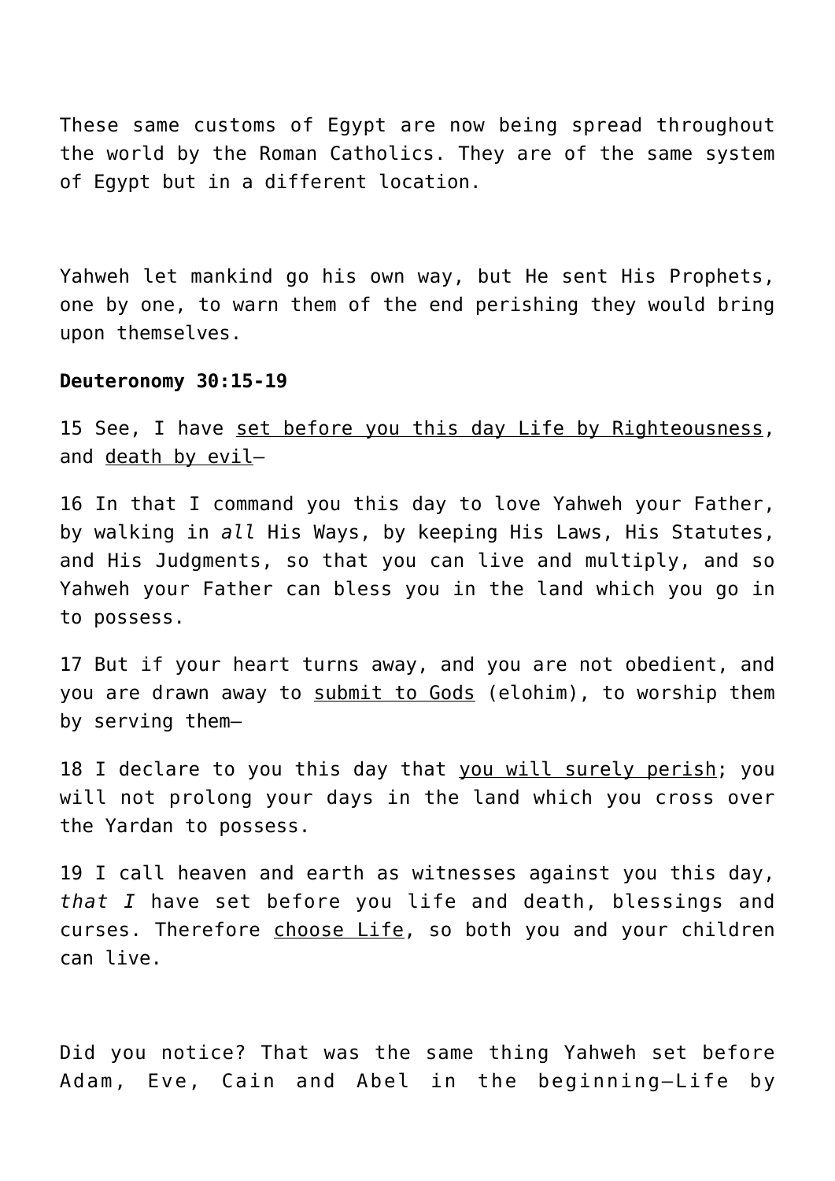These same customs of Egypt are now being spread throughout the world by the Roman Catholics. They are of the same system of Egypt but in a different location.

Yahweh let mankind go his own way, but He sent His Prophets, one by one, to warn them of the end perishing they would bring upon themselves.

**Deuteronomy 30:15-19**

15 See, I have <u>set before you this day Life by Righteousness</u>, and <u>death by evil</u>—

16 In that I command you this day to love Yahweh your Father, by walking in *all* His Ways, by keeping His Laws, His Statutes, and His Judgments, so that you can live and multiply, and so Yahweh your Father can bless you in the land which you go in to possess.

17 But if your heart turns away, and you are not obedient, and you are drawn away to <u>submit to Gods</u> (elohim), to worship them by serving them—

18 I declare to you this day that <u>you will surely perish</u>; you will not prolong your days in the land which you cross over the Yardan to possess.

19 I call heaven and earth as witnesses against you this day, *that I* have set before you life and death, blessings and curses. Therefore <u>choose Life</u>, so both you and your children can live.

Did you notice? That was the same thing Yahweh set before Adam, Eve, Cain and Abel in the beginning—Life by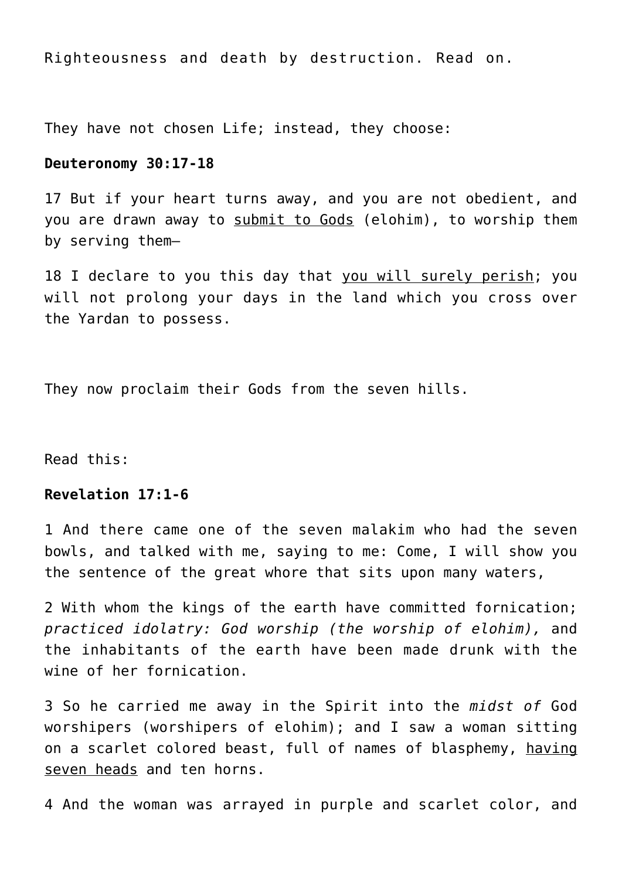Righteousness and death by destruction. Read on.

They have not chosen Life; instead, they choose:

**Deuteronomy 30:17-18**

17 But if your heart turns away, and you are not obedient, and you are drawn away to <u>submit to Gods</u> (elohim), to worship them by serving them—

18 I declare to you this day that <u>you will surely perish</u>; you will not prolong your days in the land which you cross over the Yardan to possess.

They now proclaim their Gods from the seven hills.

Read this:

**Revelation 17:1-6**

1 And there came one of the seven malakim who had the seven bowls, and talked with me, saying to me: Come, I will show you the sentence of the great whore that sits upon many waters,

2 With whom the kings of the earth have committed fornication; *practiced idolatry: God worship (the worship of elohim),* and the inhabitants of the earth have been made drunk with the wine of her fornication.

3 So he carried me away in the Spirit into the *midst of* God worshipers (worshipers of elohim); and I saw a woman sitting on a scarlet colored beast, full of names of blasphemy, <u>having seven heads</u> and ten horns.

4 And the woman was arrayed in purple and scarlet color, and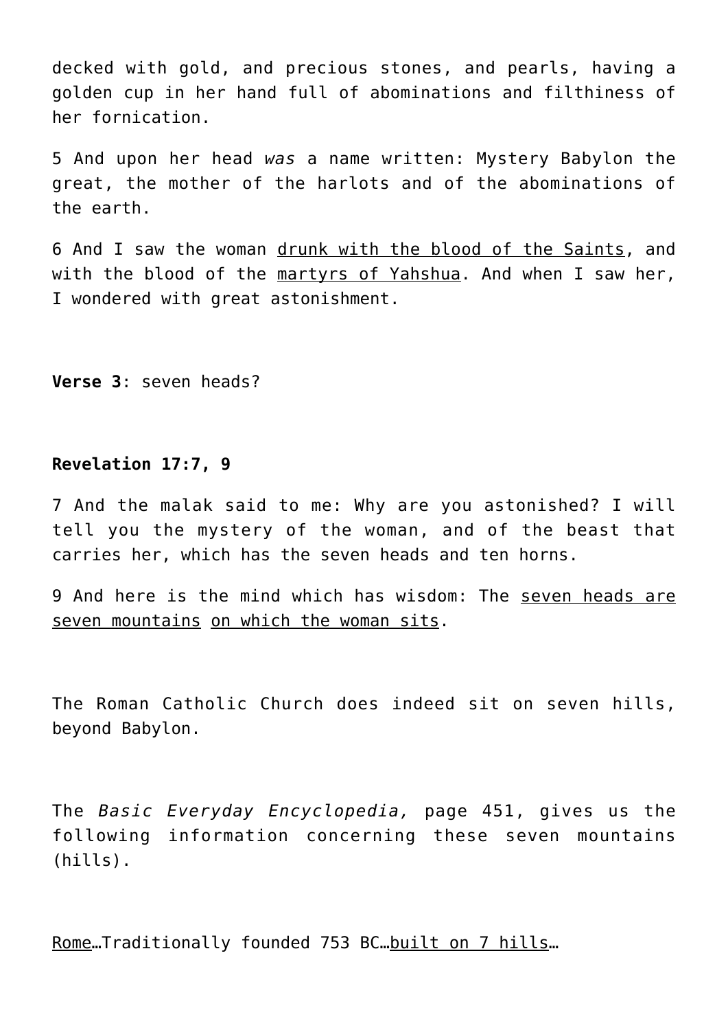decked with gold, and precious stones, and pearls, having a golden cup in her hand full of abominations and filthiness of her fornication.

5 And upon her head *was* a name written: Mystery Babylon the great, the mother of the harlots and of the abominations of the earth.

6 And I saw the woman drunk with the blood of the Saints, and with the blood of the martyrs of Yahshua. And when I saw her, I wondered with great astonishment.

**Verse 3**: seven heads?

**Revelation 17:7, 9**

7 And the malak said to me: Why are you astonished? I will tell you the mystery of the woman, and of the beast that carries her, which has the seven heads and ten horns.

9 And here is the mind which has wisdom: The seven heads are seven mountains on which the woman sits.

The Roman Catholic Church does indeed sit on seven hills, beyond Babylon.

The *Basic Everyday Encyclopedia,* page 451, gives us the following information concerning these seven mountains (hills).

Rome…Traditionally founded 753 BC…built on 7 hills…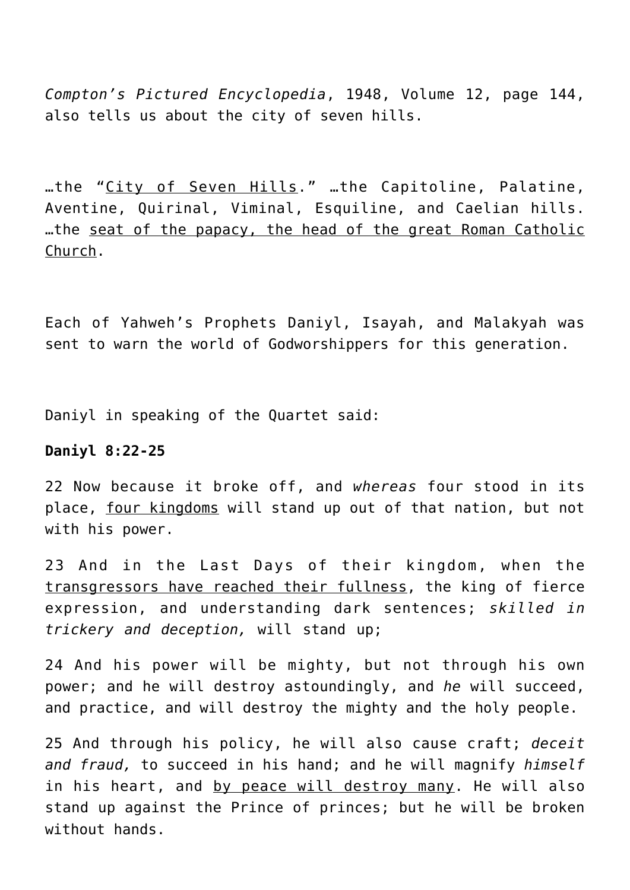*Compton's Pictured Encyclopedia*, 1948, Volume 12, page 144, also tells us about the city of seven hills.

…the "City of Seven Hills." …the Capitoline, Palatine, Aventine, Quirinal, Viminal, Esquiline, and Caelian hills. …the seat of the papacy, the head of the great Roman Catholic Church.

Each of Yahweh's Prophets Daniyl, Isayah, and Malakyah was sent to warn the world of Godworshippers for this generation.

Daniyl in speaking of the Quartet said:

**Daniyl 8:22-25**

22 Now because it broke off, and *whereas* four stood in its place, four kingdoms will stand up out of that nation, but not with his power.

23 And in the Last Days of their kingdom, when the transgressors have reached their fullness, the king of fierce expression, and understanding dark sentences; *skilled in trickery and deception,* will stand up;

24 And his power will be mighty, but not through his own power; and he will destroy astoundingly, and *he* will succeed, and practice, and will destroy the mighty and the holy people.

25 And through his policy, he will also cause craft; *deceit and fraud,* to succeed in his hand; and he will magnify *himself* in his heart, and by peace will destroy many. He will also stand up against the Prince of princes; but he will be broken without hands.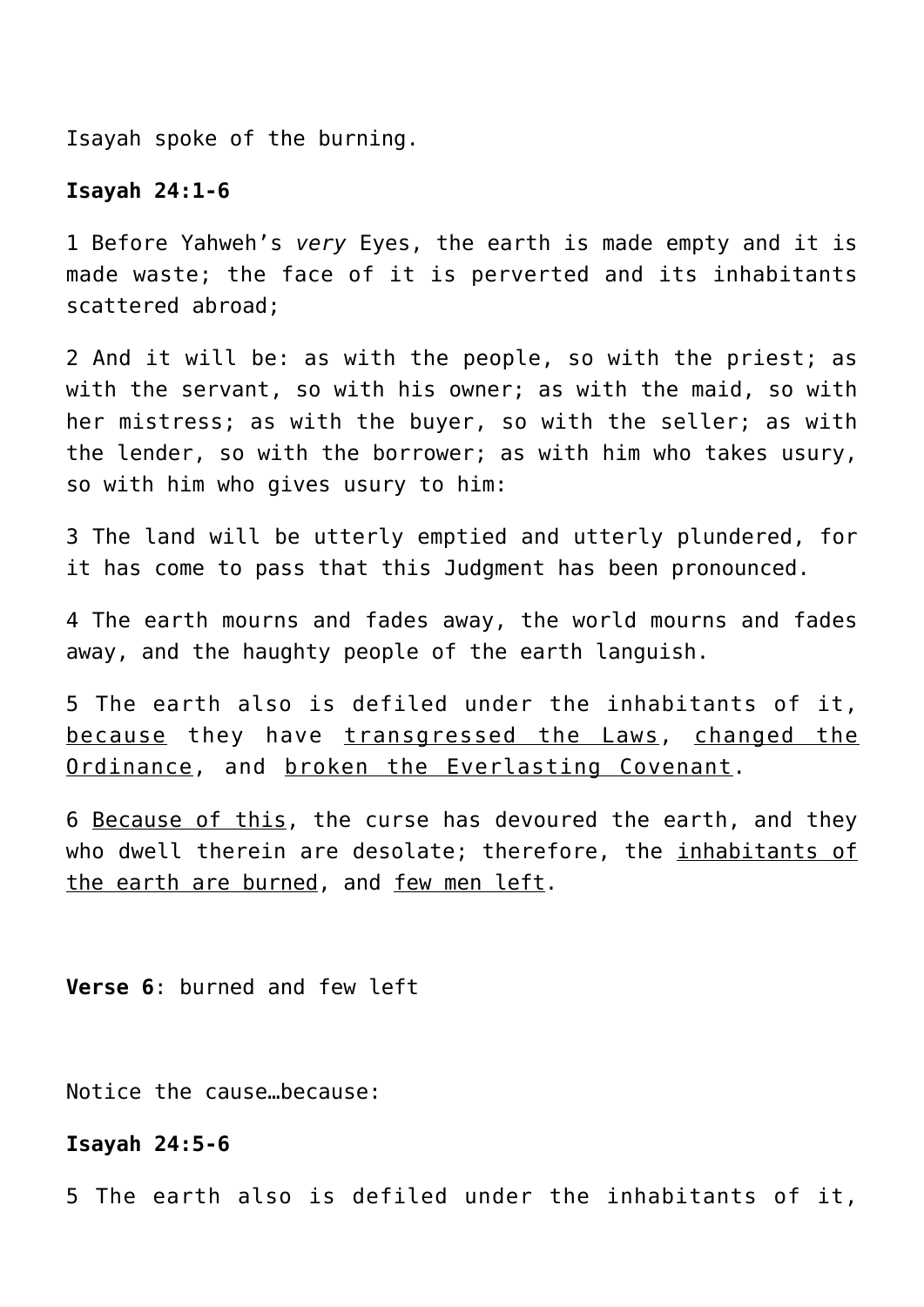Isayah spoke of the burning.

**Isayah 24:1-6**

1 Before Yahweh's *very* Eyes, the earth is made empty and it is made waste; the face of it is perverted and its inhabitants scattered abroad;

2 And it will be: as with the people, so with the priest; as with the servant, so with his owner; as with the maid, so with her mistress; as with the buyer, so with the seller; as with the lender, so with the borrower; as with him who takes usury, so with him who gives usury to him:

3 The land will be utterly emptied and utterly plundered, for it has come to pass that this Judgment has been pronounced.

4 The earth mourns and fades away, the world mourns and fades away, and the haughty people of the earth languish.

5 The earth also is defiled under the inhabitants of it, <u>because</u> they have <u>transgressed the Laws</u>, <u>changed the Ordinance</u>, and <u>broken the Everlasting Covenant</u>.

6 <u>Because of this</u>, the curse has devoured the earth, and they who dwell therein are desolate; therefore, the <u>inhabitants of the earth are burned</u>, and <u>few men left</u>.

**Verse 6**: burned and few left

Notice the cause…because:

**Isayah 24:5-6**

5 The earth also is defiled under the inhabitants of it,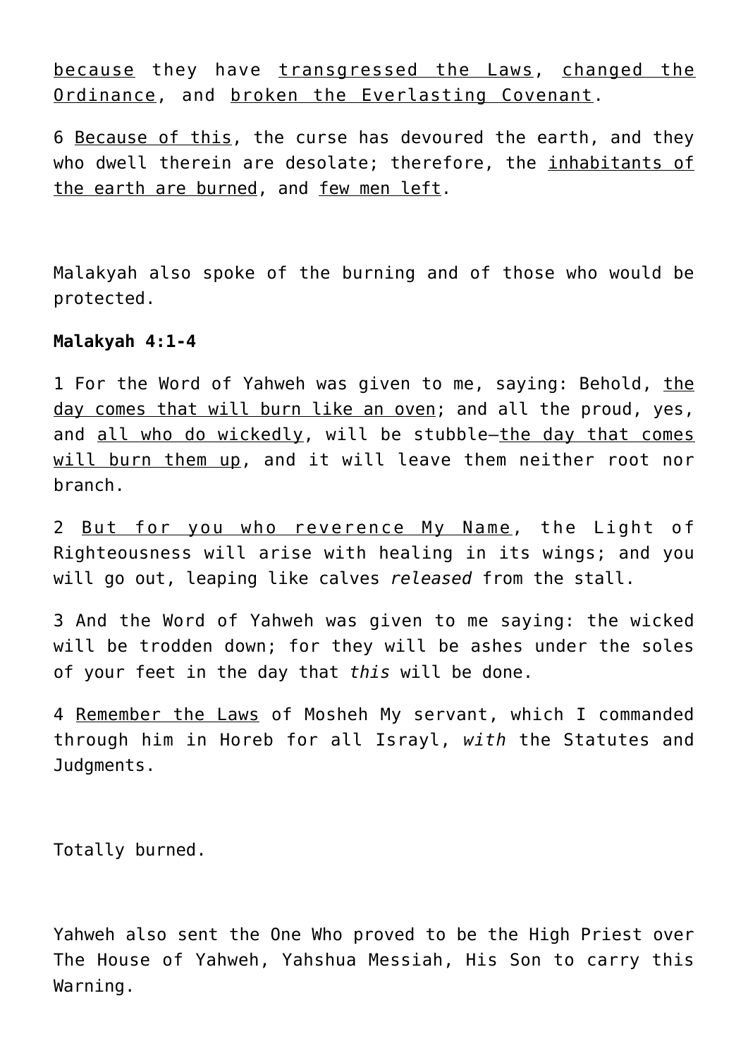<u>because</u> they have <u>transgressed the Laws</u>, <u>changed the Ordinance</u>, and <u>broken the Everlasting Covenant</u>.

6 <u>Because of this</u>, the curse has devoured the earth, and they who dwell therein are desolate; therefore, the <u>inhabitants of the earth are burned</u>, and <u>few men left</u>.

Malakyah also spoke of the burning and of those who would be protected.

**Malakyah 4:1-4**

1 For the Word of Yahweh was given to me, saying: Behold, <u>the day comes that will burn like an oven</u>; and all the proud, yes, and <u>all who do wickedly</u>, will be stubble—<u>the day that comes will burn them up</u>, and it will leave them neither root nor branch.

2 <u>But for you who reverence My Name</u>, the Light of Righteousness will arise with healing in its wings; and you will go out, leaping like calves *released* from the stall.

3 And the Word of Yahweh was given to me saying: the wicked will be trodden down; for they will be ashes under the soles of your feet in the day that *this* will be done.

4 <u>Remember the Laws</u> of Mosheh My servant, which I commanded through him in Horeb for all Israyl, *with* the Statutes and Judgments.

Totally burned.

Yahweh also sent the One Who proved to be the High Priest over The House of Yahweh, Yahshua Messiah, His Son to carry this Warning.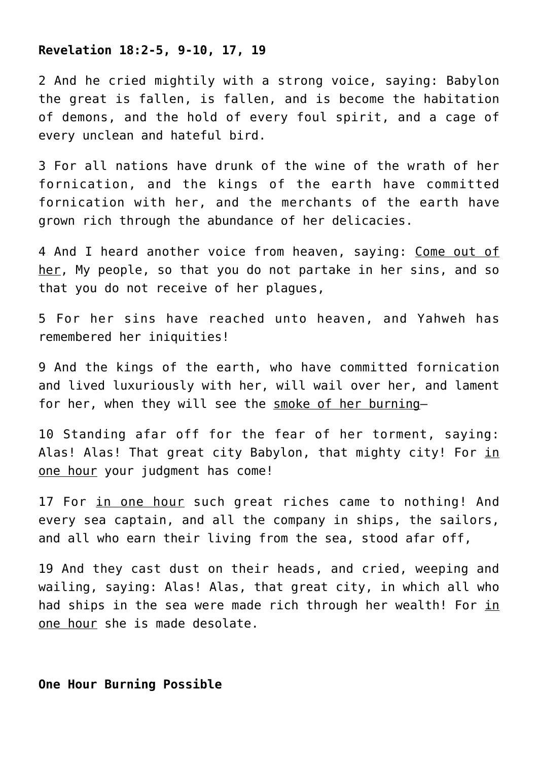**Revelation 18:2-5, 9-10, 17, 19**

2 And he cried mightily with a strong voice, saying: Babylon the great is fallen, is fallen, and is become the habitation of demons, and the hold of every foul spirit, and a cage of every unclean and hateful bird.

3 For all nations have drunk of the wine of the wrath of her fornication, and the kings of the earth have committed fornication with her, and the merchants of the earth have grown rich through the abundance of her delicacies.

4 And I heard another voice from heaven, saying: Come out of her, My people, so that you do not partake in her sins, and so that you do not receive of her plagues,

5 For her sins have reached unto heaven, and Yahweh has remembered her iniquities!

9 And the kings of the earth, who have committed fornication and lived luxuriously with her, will wail over her, and lament for her, when they will see the smoke of her burning—

10 Standing afar off for the fear of her torment, saying: Alas! Alas! That great city Babylon, that mighty city! For in one hour your judgment has come!

17 For in one hour such great riches came to nothing! And every sea captain, and all the company in ships, the sailors, and all who earn their living from the sea, stood afar off,

19 And they cast dust on their heads, and cried, weeping and wailing, saying: Alas! Alas, that great city, in which all who had ships in the sea were made rich through her wealth! For in one hour she is made desolate.

**One Hour Burning Possible**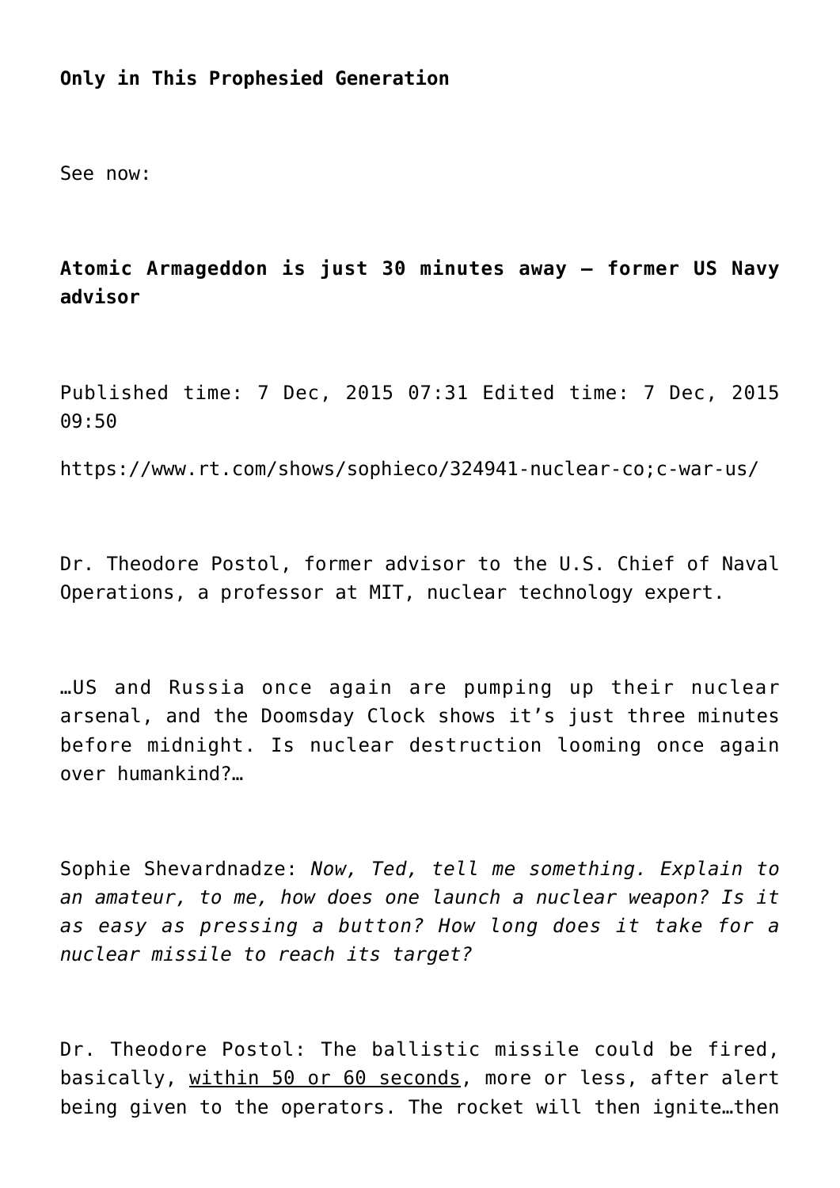**Only in This Prophesied Generation**

See now:

**Atomic Armageddon is just 30 minutes away – former US Navy advisor**

Published time: 7 Dec, 2015 07:31 Edited time: 7 Dec, 2015 09:50

https://www.rt.com/shows/sophieco/324941-nuclear-co;c-war-us/

Dr. Theodore Postol, former advisor to the U.S. Chief of Naval Operations, a professor at MIT, nuclear technology expert.

…US and Russia once again are pumping up their nuclear arsenal, and the Doomsday Clock shows it's just three minutes before midnight. Is nuclear destruction looming once again over humankind?…

Sophie Shevardnadze: *Now, Ted, tell me something. Explain to an amateur, to me, how does one launch a nuclear weapon? Is it as easy as pressing a button? How long does it take for a nuclear missile to reach its target?*

Dr. Theodore Postol: The ballistic missile could be fired, basically, <u>within 50 or 60 seconds</u>, more or less, after alert being given to the operators. The rocket will then ignite…then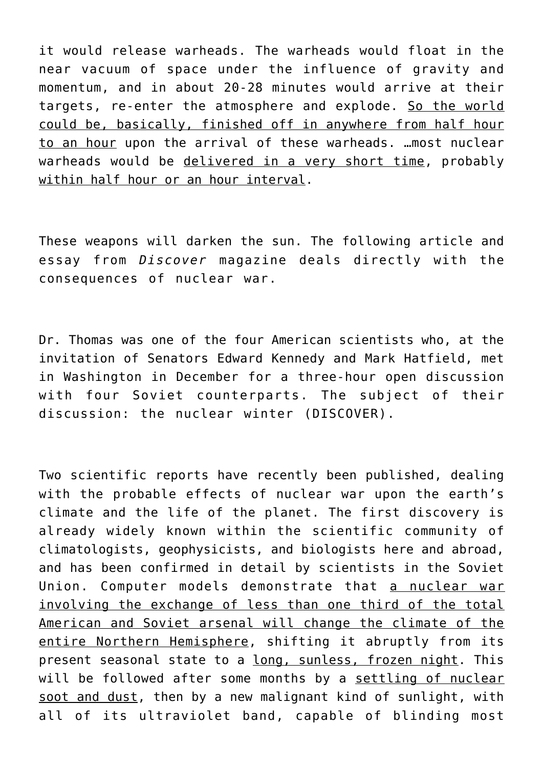it would release warheads. The warheads would float in the near vacuum of space under the influence of gravity and momentum, and in about 20-28 minutes would arrive at their targets, re-enter the atmosphere and explode. <u>So the world could be, basically, finished off in anywhere from half hour to an hour</u> upon the arrival of these warheads. …most nuclear warheads would be <u>delivered in a very short time</u>, probably <u>within half hour or an hour interval</u>.

These weapons will darken the sun. The following article and essay from *Discover* magazine deals directly with the consequences of nuclear war.

Dr. Thomas was one of the four American scientists who, at the invitation of Senators Edward Kennedy and Mark Hatfield, met in Washington in December for a three-hour open discussion with four Soviet counterparts. The subject of their discussion: the nuclear winter (DISCOVER).

Two scientific reports have recently been published, dealing with the probable effects of nuclear war upon the earth's climate and the life of the planet. The first discovery is already widely known within the scientific community of climatologists, geophysicists, and biologists here and abroad, and has been confirmed in detail by scientists in the Soviet Union. Computer models demonstrate that <u>a nuclear war involving the exchange of less than one third of the total American and Soviet arsenal will change the climate of the entire Northern Hemisphere</u>, shifting it abruptly from its present seasonal state to a <u>long, sunless, frozen night</u>. This will be followed after some months by a <u>settling of nuclear soot and dust</u>, then by a new malignant kind of sunlight, with all of its ultraviolet band, capable of blinding most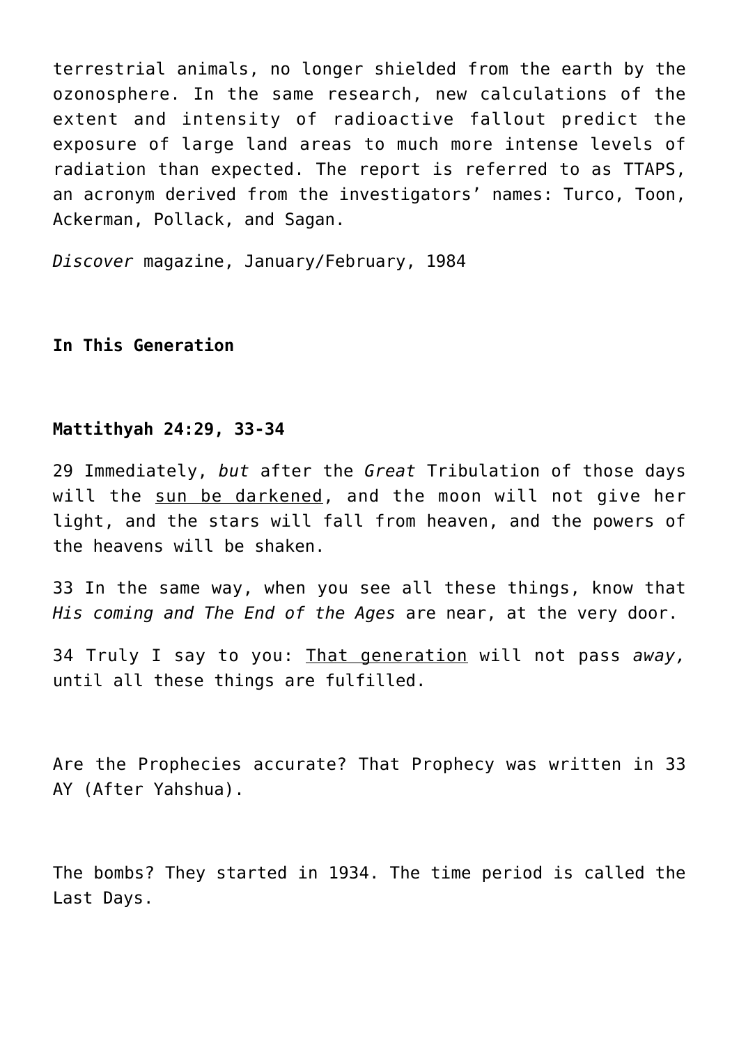terrestrial animals, no longer shielded from the earth by the ozonosphere. In the same research, new calculations of the extent and intensity of radioactive fallout predict the exposure of large land areas to much more intense levels of radiation than expected. The report is referred to as TTAPS, an acronym derived from the investigators' names: Turco, Toon, Ackerman, Pollack, and Sagan.

*Discover* magazine, January/February, 1984

**In This Generation**

**Mattithyah 24:29, 33-34**

29 Immediately, *but* after the *Great* Tribulation of those days will the <u>sun be darkened</u>, and the moon will not give her light, and the stars will fall from heaven, and the powers of the heavens will be shaken.

33 In the same way, when you see all these things, know that *His coming and The End of the Ages* are near, at the very door.

34 Truly I say to you: <u>That generation</u> will not pass *away,* until all these things are fulfilled.

Are the Prophecies accurate? That Prophecy was written in 33 AY (After Yahshua).

The bombs? They started in 1934. The time period is called the Last Days.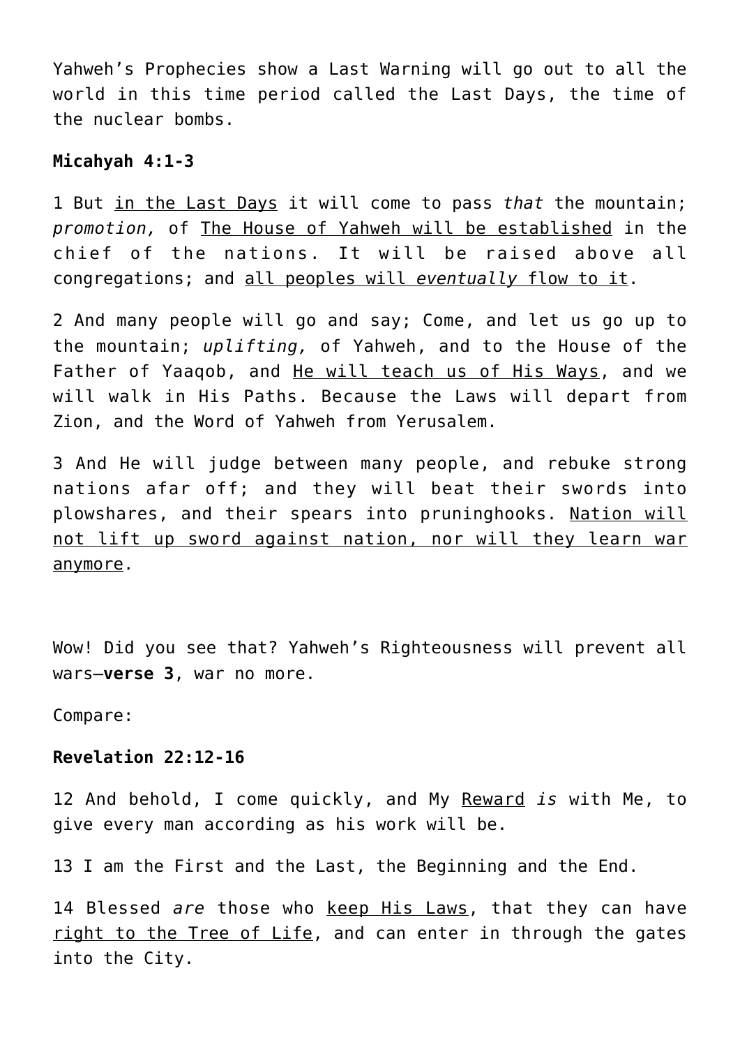Yahweh’s Prophecies show a Last Warning will go out to all the world in this time period called the Last Days, the time of the nuclear bombs.

**Micahyah 4:1-3**

1 But <u>in the Last Days</u> it will come to pass *that* the mountain; *promotion,* of <u>The House of Yahweh will be established</u> in the chief of the nations. It will be raised above all congregations; and <u>all peoples will *eventually* flow to it</u>.

2 And many people will go and say; Come, and let us go up to the mountain; *uplifting,* of Yahweh, and to the House of the Father of Yaaqob, and <u>He will teach us of His Ways</u>, and we will walk in His Paths. Because the Laws will depart from Zion, and the Word of Yahweh from Yerusalem.

3 And He will judge between many people, and rebuke strong nations afar off; and they will beat their swords into plowshares, and their spears into pruninghooks. <u>Nation will not lift up sword against nation, nor will they learn war anymore</u>.

Wow! Did you see that? Yahweh’s Righteousness will prevent all wars—**verse 3**, war no more.

Compare:

**Revelation 22:12-16**

12 And behold, I come quickly, and My <u>Reward</u> *is* with Me, to give every man according as his work will be.

13 I am the First and the Last, the Beginning and the End.

14 Blessed *are* those who <u>keep His Laws</u>, that they can have <u>right to the Tree of Life</u>, and can enter in through the gates into the City.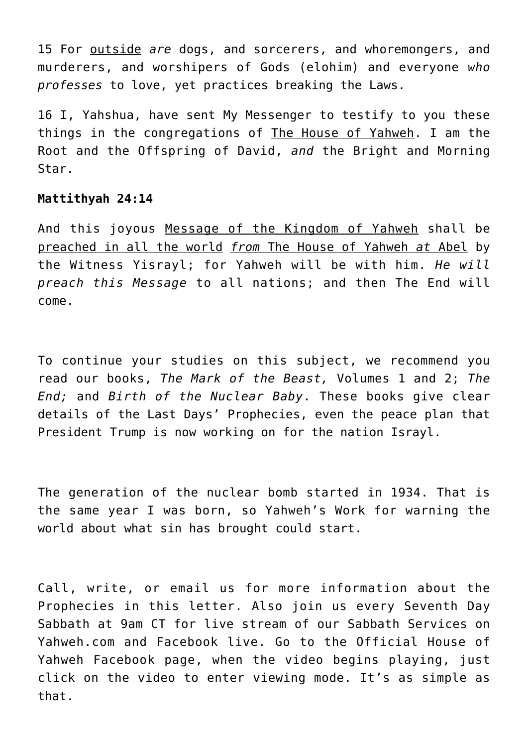15 For <u>outside</u> *are* dogs, and sorcerers, and whoremongers, and murderers, and worshipers of Gods (elohim) and everyone *who professes* to love, yet practices breaking the Laws.

16 I, Yahshua, have sent My Messenger to testify to you these things in the congregations of <u>The House of Yahweh</u>. I am the Root and the Offspring of David, *and* the Bright and Morning Star.

**Mattithyah 24:14**

And this joyous <u>Message of the Kingdom of Yahweh</u> shall be <u>preached in all the world *from* The House of Yahweh *at* Abel</u> by the Witness Yisrayl; for Yahweh will be with him. *He will preach this Message* to all nations; and then The End will come.

To continue your studies on this subject, we recommend you read our books, *The Mark of the Beast,* Volumes 1 and 2; *The End;* and *Birth of the Nuclear Baby*. These books give clear details of the Last Days' Prophecies, even the peace plan that President Trump is now working on for the nation Israyl.

The generation of the nuclear bomb started in 1934. That is the same year I was born, so Yahweh's Work for warning the world about what sin has brought could start.

Call, write, or email us for more information about the Prophecies in this letter. Also join us every Seventh Day Sabbath at 9am CT for live stream of our Sabbath Services on Yahweh.com and Facebook live. Go to the Official House of Yahweh Facebook page, when the video begins playing, just click on the video to enter viewing mode. It's as simple as that.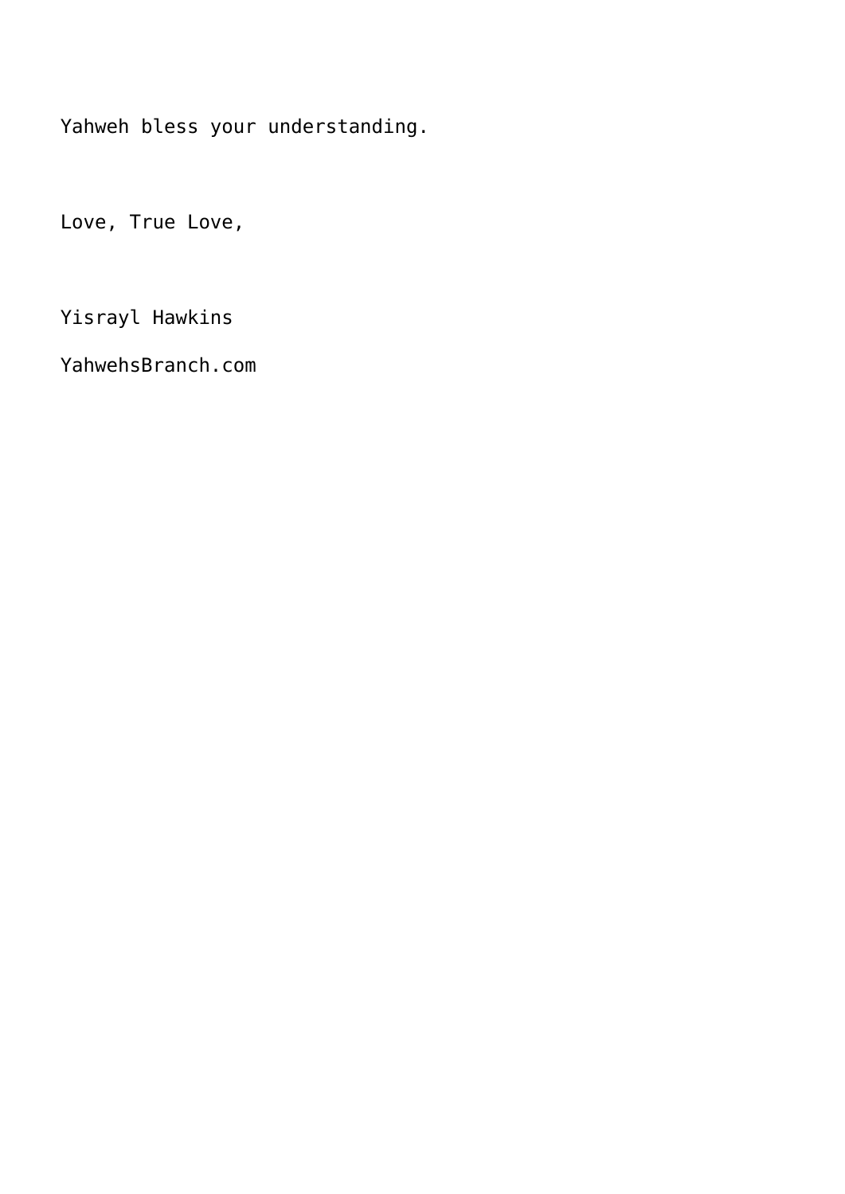Yahweh bless your understanding.

Love, True Love,

Yisrayl Hawkins

YahwehsBranch.com